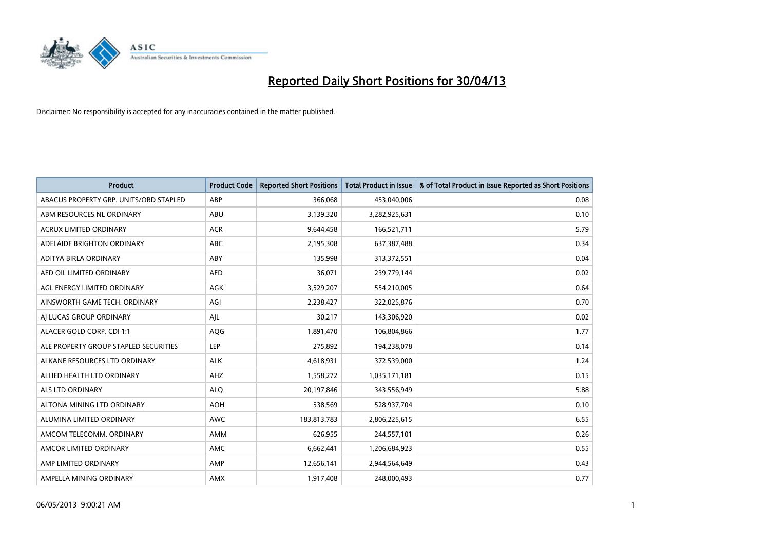# Reported Daily Short Positions for 30/04/13

Disclaimer: No responsibility is accepted for any inaccuracies contained in the matter published.

| Product | Product Code | Reported Short Positions | Total Product in Issue | % of Total Product in Issue Reported as Short Positions |
|---|---|---|---|---|
| ABACUS PROPERTY GRP. UNITS/ORD STAPLED | ABP | 366,068 | 453,040,006 | 0.08 |
| ABM RESOURCES NL ORDINARY | ABU | 3,139,320 | 3,282,925,631 | 0.10 |
| ACRUX LIMITED ORDINARY | ACR | 9,644,458 | 166,521,711 | 5.79 |
| ADELAIDE BRIGHTON ORDINARY | ABC | 2,195,308 | 637,387,488 | 0.34 |
| ADITYA BIRLA ORDINARY | ABY | 135,998 | 313,372,551 | 0.04 |
| AED OIL LIMITED ORDINARY | AED | 36,071 | 239,779,144 | 0.02 |
| AGL ENERGY LIMITED ORDINARY | AGK | 3,529,207 | 554,210,005 | 0.64 |
| AINSWORTH GAME TECH. ORDINARY | AGI | 2,238,427 | 322,025,876 | 0.70 |
| AJ LUCAS GROUP ORDINARY | AJL | 30,217 | 143,306,920 | 0.02 |
| ALACER GOLD CORP. CDI 1:1 | AQG | 1,891,470 | 106,804,866 | 1.77 |
| ALE PROPERTY GROUP STAPLED SECURITIES | LEP | 275,892 | 194,238,078 | 0.14 |
| ALKANE RESOURCES LTD ORDINARY | ALK | 4,618,931 | 372,539,000 | 1.24 |
| ALLIED HEALTH LTD ORDINARY | AHZ | 1,558,272 | 1,035,171,181 | 0.15 |
| ALS LTD ORDINARY | ALQ | 20,197,846 | 343,556,949 | 5.88 |
| ALTONA MINING LTD ORDINARY | AOH | 538,569 | 528,937,704 | 0.10 |
| ALUMINA LIMITED ORDINARY | AWC | 183,813,783 | 2,806,225,615 | 6.55 |
| AMCOM TELECOMM. ORDINARY | AMM | 626,955 | 244,557,101 | 0.26 |
| AMCOR LIMITED ORDINARY | AMC | 6,662,441 | 1,206,684,923 | 0.55 |
| AMP LIMITED ORDINARY | AMP | 12,656,141 | 2,944,564,649 | 0.43 |
| AMPELLA MINING ORDINARY | AMX | 1,917,408 | 248,000,493 | 0.77 |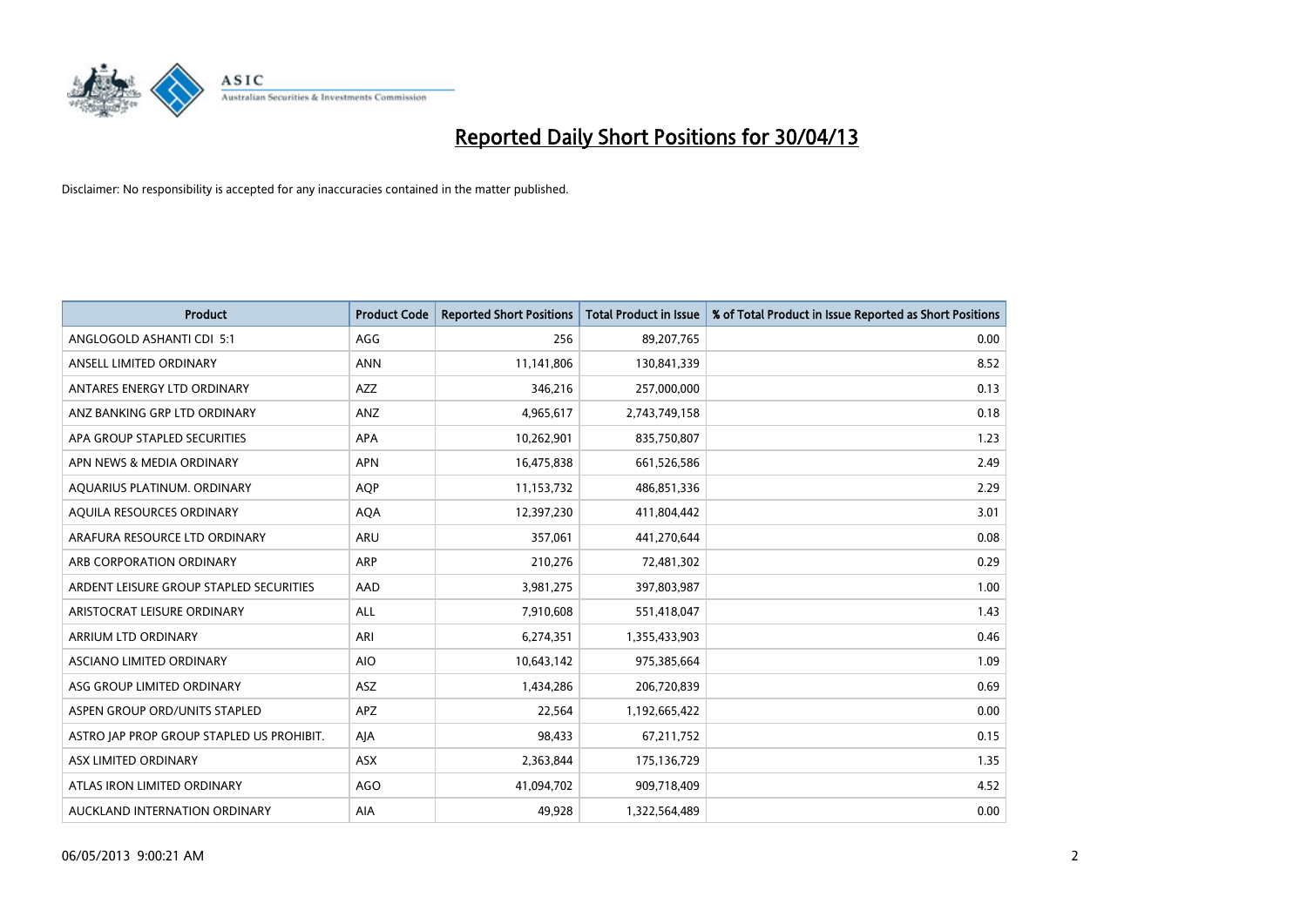# Reported Daily Short Positions for 30/04/13

Disclaimer: No responsibility is accepted for any inaccuracies contained in the matter published.

| Product | Product Code | Reported Short Positions | Total Product in Issue | % of Total Product in Issue Reported as Short Positions |
|---|---|---|---|---|
| ANGLOGOLD ASHANTI CDI 5:1 | AGG | 256 | 89,207,765 | 0.00 |
| ANSELL LIMITED ORDINARY | ANN | 11,141,806 | 130,841,339 | 8.52 |
| ANTARES ENERGY LTD ORDINARY | AZZ | 346,216 | 257,000,000 | 0.13 |
| ANZ BANKING GRP LTD ORDINARY | ANZ | 4,965,617 | 2,743,749,158 | 0.18 |
| APA GROUP STAPLED SECURITIES | APA | 10,262,901 | 835,750,807 | 1.23 |
| APN NEWS & MEDIA ORDINARY | APN | 16,475,838 | 661,526,586 | 2.49 |
| AQUARIUS PLATINUM. ORDINARY | AQP | 11,153,732 | 486,851,336 | 2.29 |
| AQUILA RESOURCES ORDINARY | AQA | 12,397,230 | 411,804,442 | 3.01 |
| ARAFURA RESOURCE LTD ORDINARY | ARU | 357,061 | 441,270,644 | 0.08 |
| ARB CORPORATION ORDINARY | ARP | 210,276 | 72,481,302 | 0.29 |
| ARDENT LEISURE GROUP STAPLED SECURITIES | AAD | 3,981,275 | 397,803,987 | 1.00 |
| ARISTOCRAT LEISURE ORDINARY | ALL | 7,910,608 | 551,418,047 | 1.43 |
| ARRIUM LTD ORDINARY | ARI | 6,274,351 | 1,355,433,903 | 0.46 |
| ASCIANO LIMITED ORDINARY | AIO | 10,643,142 | 975,385,664 | 1.09 |
| ASG GROUP LIMITED ORDINARY | ASZ | 1,434,286 | 206,720,839 | 0.69 |
| ASPEN GROUP ORD/UNITS STAPLED | APZ | 22,564 | 1,192,665,422 | 0.00 |
| ASTRO JAP PROP GROUP STAPLED US PROHIBIT. | AJA | 98,433 | 67,211,752 | 0.15 |
| ASX LIMITED ORDINARY | ASX | 2,363,844 | 175,136,729 | 1.35 |
| ATLAS IRON LIMITED ORDINARY | AGO | 41,094,702 | 909,718,409 | 4.52 |
| AUCKLAND INTERNATION ORDINARY | AIA | 49,928 | 1,322,564,489 | 0.00 |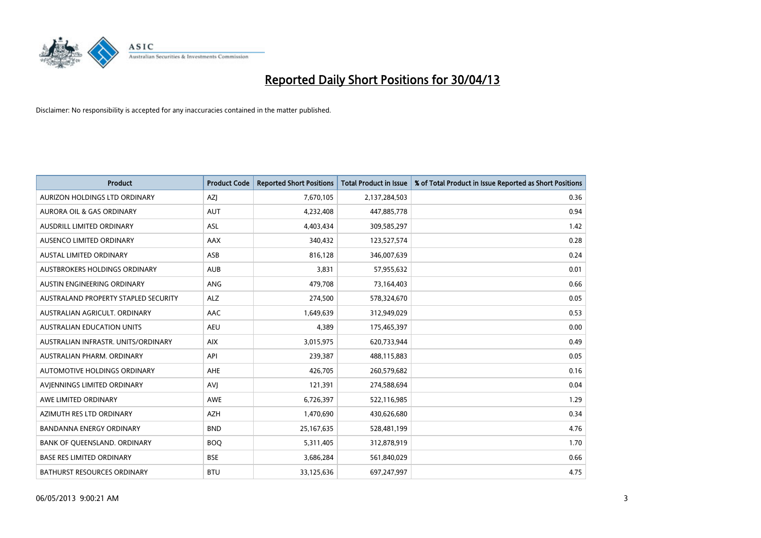# Reported Daily Short Positions for 30/04/13

Disclaimer: No responsibility is accepted for any inaccuracies contained in the matter published.

| Product | Product Code | Reported Short Positions | Total Product in Issue | % of Total Product in Issue Reported as Short Positions |
|---|---|---|---|---|
| AURIZON HOLDINGS LTD ORDINARY | AZJ | 7,670,105 | 2,137,284,503 | 0.36 |
| AURORA OIL & GAS ORDINARY | AUT | 4,232,408 | 447,885,778 | 0.94 |
| AUSDRILL LIMITED ORDINARY | ASL | 4,403,434 | 309,585,297 | 1.42 |
| AUSENCO LIMITED ORDINARY | AAX | 340,432 | 123,527,574 | 0.28 |
| AUSTAL LIMITED ORDINARY | ASB | 816,128 | 346,007,639 | 0.24 |
| AUSTBROKERS HOLDINGS ORDINARY | AUB | 3,831 | 57,955,632 | 0.01 |
| AUSTIN ENGINEERING ORDINARY | ANG | 479,708 | 73,164,403 | 0.66 |
| AUSTRALAND PROPERTY STAPLED SECURITY | ALZ | 274,500 | 578,324,670 | 0.05 |
| AUSTRALIAN AGRICULT. ORDINARY | AAC | 1,649,639 | 312,949,029 | 0.53 |
| AUSTRALIAN EDUCATION UNITS | AEU | 4,389 | 175,465,397 | 0.00 |
| AUSTRALIAN INFRASTR. UNITS/ORDINARY | AIX | 3,015,975 | 620,733,944 | 0.49 |
| AUSTRALIAN PHARM. ORDINARY | API | 239,387 | 488,115,883 | 0.05 |
| AUTOMOTIVE HOLDINGS ORDINARY | AHE | 426,705 | 260,579,682 | 0.16 |
| AVJENNINGS LIMITED ORDINARY | AVJ | 121,391 | 274,588,694 | 0.04 |
| AWE LIMITED ORDINARY | AWE | 6,726,397 | 522,116,985 | 1.29 |
| AZIMUTH RES LTD ORDINARY | AZH | 1,470,690 | 430,626,680 | 0.34 |
| BANDANNA ENERGY ORDINARY | BND | 25,167,635 | 528,481,199 | 4.76 |
| BANK OF QUEENSLAND. ORDINARY | BOQ | 5,311,405 | 312,878,919 | 1.70 |
| BASE RES LIMITED ORDINARY | BSE | 3,686,284 | 561,840,029 | 0.66 |
| BATHURST RESOURCES ORDINARY | BTU | 33,125,636 | 697,247,997 | 4.75 |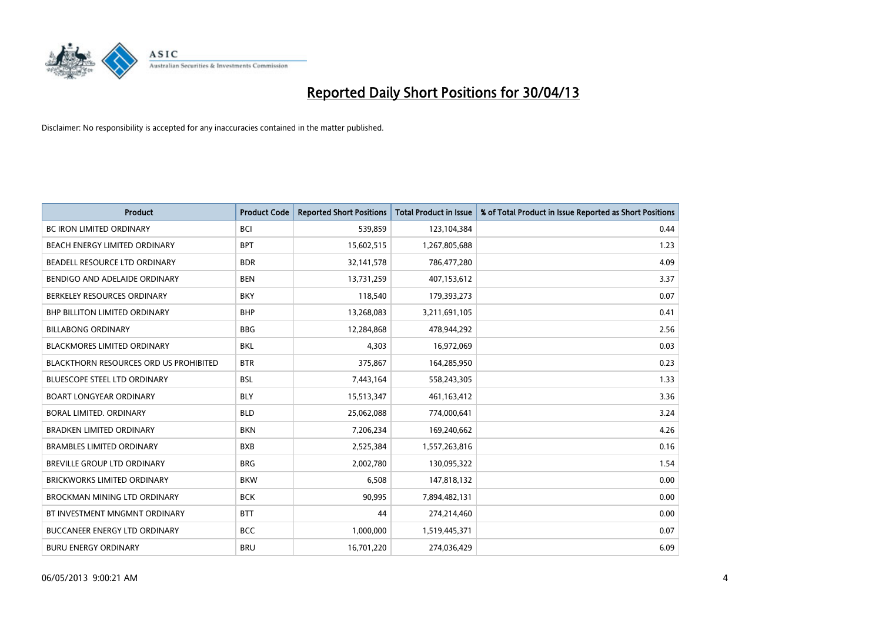# Reported Daily Short Positions for 30/04/13

Disclaimer: No responsibility is accepted for any inaccuracies contained in the matter published.

| Product | Product Code | Reported Short Positions | Total Product in Issue | % of Total Product in Issue Reported as Short Positions |
|---|---|---|---|---|
| BC IRON LIMITED ORDINARY | BCI | 539,859 | 123,104,384 | 0.44 |
| BEACH ENERGY LIMITED ORDINARY | BPT | 15,602,515 | 1,267,805,688 | 1.23 |
| BEADELL RESOURCE LTD ORDINARY | BDR | 32,141,578 | 786,477,280 | 4.09 |
| BENDIGO AND ADELAIDE ORDINARY | BEN | 13,731,259 | 407,153,612 | 3.37 |
| BERKELEY RESOURCES ORDINARY | BKY | 118,540 | 179,393,273 | 0.07 |
| BHP BILLITON LIMITED ORDINARY | BHP | 13,268,083 | 3,211,691,105 | 0.41 |
| BILLABONG ORDINARY | BBG | 12,284,868 | 478,944,292 | 2.56 |
| BLACKMORES LIMITED ORDINARY | BKL | 4,303 | 16,972,069 | 0.03 |
| BLACKTHORN RESOURCES ORD US PROHIBITED | BTR | 375,867 | 164,285,950 | 0.23 |
| BLUESCOPE STEEL LTD ORDINARY | BSL | 7,443,164 | 558,243,305 | 1.33 |
| BOART LONGYEAR ORDINARY | BLY | 15,513,347 | 461,163,412 | 3.36 |
| BORAL LIMITED. ORDINARY | BLD | 25,062,088 | 774,000,641 | 3.24 |
| BRADKEN LIMITED ORDINARY | BKN | 7,206,234 | 169,240,662 | 4.26 |
| BRAMBLES LIMITED ORDINARY | BXB | 2,525,384 | 1,557,263,816 | 0.16 |
| BREVILLE GROUP LTD ORDINARY | BRG | 2,002,780 | 130,095,322 | 1.54 |
| BRICKWORKS LIMITED ORDINARY | BKW | 6,508 | 147,818,132 | 0.00 |
| BROCKMAN MINING LTD ORDINARY | BCK | 90,995 | 7,894,482,131 | 0.00 |
| BT INVESTMENT MNGMNT ORDINARY | BTT | 44 | 274,214,460 | 0.00 |
| BUCCANEER ENERGY LTD ORDINARY | BCC | 1,000,000 | 1,519,445,371 | 0.07 |
| BURU ENERGY ORDINARY | BRU | 16,701,220 | 274,036,429 | 6.09 |

06/05/2013 9:00:21 AM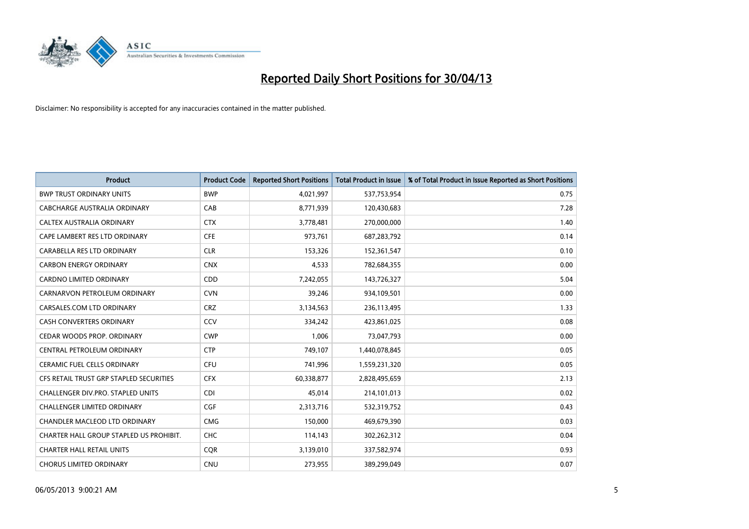# Reported Daily Short Positions for 30/04/13

Disclaimer: No responsibility is accepted for any inaccuracies contained in the matter published.

| Product | Product Code | Reported Short Positions | Total Product in Issue | % of Total Product in Issue Reported as Short Positions |
|---|---|---|---|---|
| BWP TRUST ORDINARY UNITS | BWP | 4,021,997 | 537,753,954 | 0.75 |
| CABCHARGE AUSTRALIA ORDINARY | CAB | 8,771,939 | 120,430,683 | 7.28 |
| CALTEX AUSTRALIA ORDINARY | CTX | 3,778,481 | 270,000,000 | 1.40 |
| CAPE LAMBERT RES LTD ORDINARY | CFE | 973,761 | 687,283,792 | 0.14 |
| CARABELLA RES LTD ORDINARY | CLR | 153,326 | 152,361,547 | 0.10 |
| CARBON ENERGY ORDINARY | CNX | 4,533 | 782,684,355 | 0.00 |
| CARDNO LIMITED ORDINARY | CDD | 7,242,055 | 143,726,327 | 5.04 |
| CARNARVON PETROLEUM ORDINARY | CVN | 39,246 | 934,109,501 | 0.00 |
| CARSALES.COM LTD ORDINARY | CRZ | 3,134,563 | 236,113,495 | 1.33 |
| CASH CONVERTERS ORDINARY | CCV | 334,242 | 423,861,025 | 0.08 |
| CEDAR WOODS PROP. ORDINARY | CWP | 1,006 | 73,047,793 | 0.00 |
| CENTRAL PETROLEUM ORDINARY | CTP | 749,107 | 1,440,078,845 | 0.05 |
| CERAMIC FUEL CELLS ORDINARY | CFU | 741,996 | 1,559,231,320 | 0.05 |
| CFS RETAIL TRUST GRP STAPLED SECURITIES | CFX | 60,338,877 | 2,828,495,659 | 2.13 |
| CHALLENGER DIV.PRO. STAPLED UNITS | CDI | 45,014 | 214,101,013 | 0.02 |
| CHALLENGER LIMITED ORDINARY | CGF | 2,313,716 | 532,319,752 | 0.43 |
| CHANDLER MACLEOD LTD ORDINARY | CMG | 150,000 | 469,679,390 | 0.03 |
| CHARTER HALL GROUP STAPLED US PROHIBIT. | CHC | 114,143 | 302,262,312 | 0.04 |
| CHARTER HALL RETAIL UNITS | CQR | 3,139,010 | 337,582,974 | 0.93 |
| CHORUS LIMITED ORDINARY | CNU | 273,955 | 389,299,049 | 0.07 |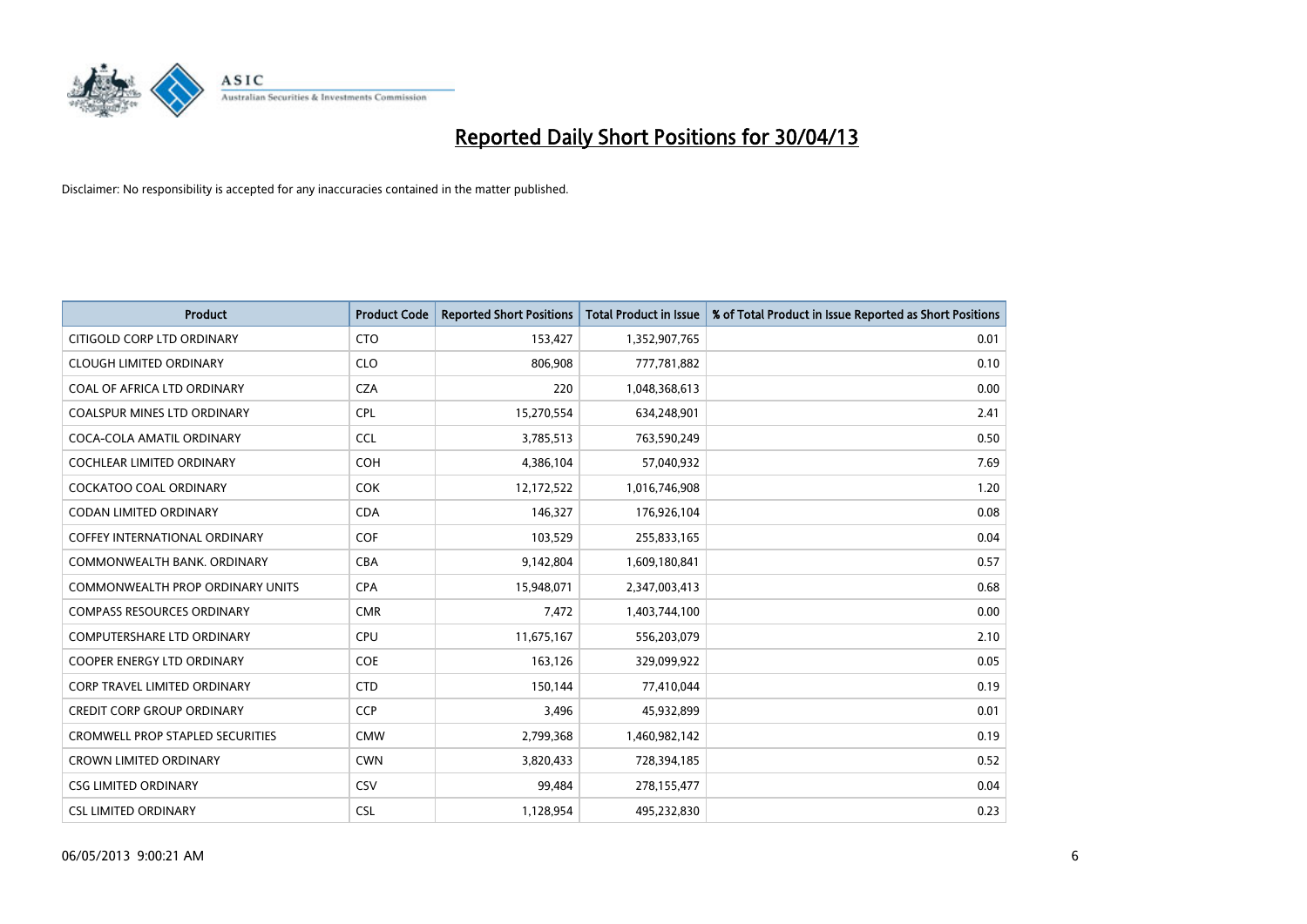# Reported Daily Short Positions for 30/04/13

Disclaimer: No responsibility is accepted for any inaccuracies contained in the matter published.

| Product | Product Code | Reported Short Positions | Total Product in Issue | % of Total Product in Issue Reported as Short Positions |
|---|---|---|---|---|
| CITIGOLD CORP LTD ORDINARY | CTO | 153,427 | 1,352,907,765 | 0.01 |
| CLOUGH LIMITED ORDINARY | CLO | 806,908 | 777,781,882 | 0.10 |
| COAL OF AFRICA LTD ORDINARY | CZA | 220 | 1,048,368,613 | 0.00 |
| COALSPUR MINES LTD ORDINARY | CPL | 15,270,554 | 634,248,901 | 2.41 |
| COCA-COLA AMATIL ORDINARY | CCL | 3,785,513 | 763,590,249 | 0.50 |
| COCHLEAR LIMITED ORDINARY | COH | 4,386,104 | 57,040,932 | 7.69 |
| COCKATOO COAL ORDINARY | COK | 12,172,522 | 1,016,746,908 | 1.20 |
| CODAN LIMITED ORDINARY | CDA | 146,327 | 176,926,104 | 0.08 |
| COFFEY INTERNATIONAL ORDINARY | COF | 103,529 | 255,833,165 | 0.04 |
| COMMONWEALTH BANK. ORDINARY | CBA | 9,142,804 | 1,609,180,841 | 0.57 |
| COMMONWEALTH PROP ORDINARY UNITS | CPA | 15,948,071 | 2,347,003,413 | 0.68 |
| COMPASS RESOURCES ORDINARY | CMR | 7,472 | 1,403,744,100 | 0.00 |
| COMPUTERSHARE LTD ORDINARY | CPU | 11,675,167 | 556,203,079 | 2.10 |
| COOPER ENERGY LTD ORDINARY | COE | 163,126 | 329,099,922 | 0.05 |
| CORP TRAVEL LIMITED ORDINARY | CTD | 150,144 | 77,410,044 | 0.19 |
| CREDIT CORP GROUP ORDINARY | CCP | 3,496 | 45,932,899 | 0.01 |
| CROMWELL PROP STAPLED SECURITIES | CMW | 2,799,368 | 1,460,982,142 | 0.19 |
| CROWN LIMITED ORDINARY | CWN | 3,820,433 | 728,394,185 | 0.52 |
| CSG LIMITED ORDINARY | CSV | 99,484 | 278,155,477 | 0.04 |
| CSL LIMITED ORDINARY | CSL | 1,128,954 | 495,232,830 | 0.23 |

06/05/2013 9:00:21 AM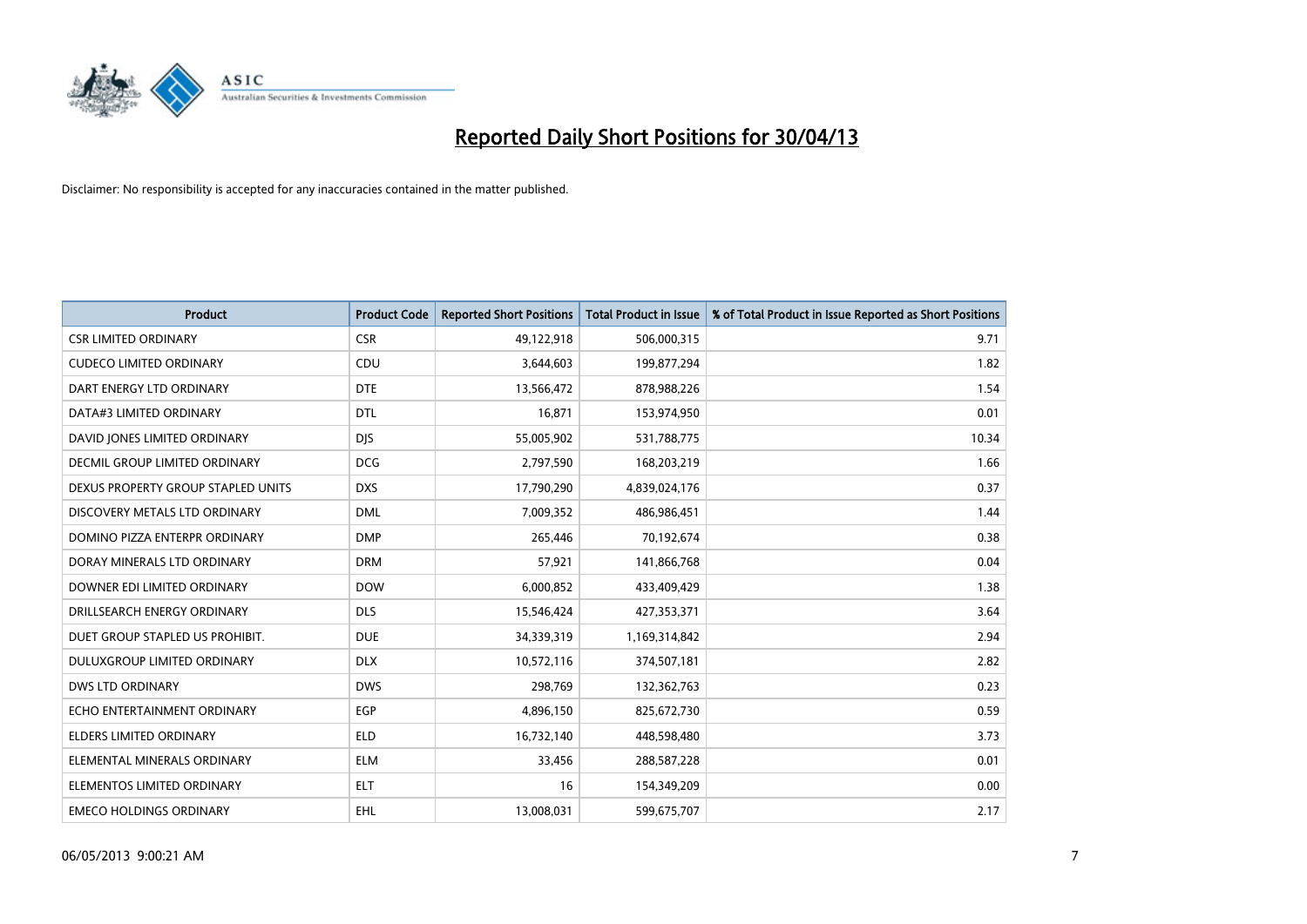# Reported Daily Short Positions for 30/04/13

Disclaimer: No responsibility is accepted for any inaccuracies contained in the matter published.

| Product | Product Code | Reported Short Positions | Total Product in Issue | % of Total Product in Issue Reported as Short Positions |
|---|---|---|---|---|
| CSR LIMITED ORDINARY | CSR | 49,122,918 | 506,000,315 | 9.71 |
| CUDECO LIMITED ORDINARY | CDU | 3,644,603 | 199,877,294 | 1.82 |
| DART ENERGY LTD ORDINARY | DTE | 13,566,472 | 878,988,226 | 1.54 |
| DATA#3 LIMITED ORDINARY | DTL | 16,871 | 153,974,950 | 0.01 |
| DAVID JONES LIMITED ORDINARY | DJS | 55,005,902 | 531,788,775 | 10.34 |
| DECMIL GROUP LIMITED ORDINARY | DCG | 2,797,590 | 168,203,219 | 1.66 |
| DEXUS PROPERTY GROUP STAPLED UNITS | DXS | 17,790,290 | 4,839,024,176 | 0.37 |
| DISCOVERY METALS LTD ORDINARY | DML | 7,009,352 | 486,986,451 | 1.44 |
| DOMINO PIZZA ENTERPR ORDINARY | DMP | 265,446 | 70,192,674 | 0.38 |
| DORAY MINERALS LTD ORDINARY | DRM | 57,921 | 141,866,768 | 0.04 |
| DOWNER EDI LIMITED ORDINARY | DOW | 6,000,852 | 433,409,429 | 1.38 |
| DRILLSEARCH ENERGY ORDINARY | DLS | 15,546,424 | 427,353,371 | 3.64 |
| DUET GROUP STAPLED US PROHIBIT. | DUE | 34,339,319 | 1,169,314,842 | 2.94 |
| DULUXGROUP LIMITED ORDINARY | DLX | 10,572,116 | 374,507,181 | 2.82 |
| DWS LTD ORDINARY | DWS | 298,769 | 132,362,763 | 0.23 |
| ECHO ENTERTAINMENT ORDINARY | EGP | 4,896,150 | 825,672,730 | 0.59 |
| ELDERS LIMITED ORDINARY | ELD | 16,732,140 | 448,598,480 | 3.73 |
| ELEMENTAL MINERALS ORDINARY | ELM | 33,456 | 288,587,228 | 0.01 |
| ELEMENTOS LIMITED ORDINARY | ELT | 16 | 154,349,209 | 0.00 |
| EMECO HOLDINGS ORDINARY | EHL | 13,008,031 | 599,675,707 | 2.17 |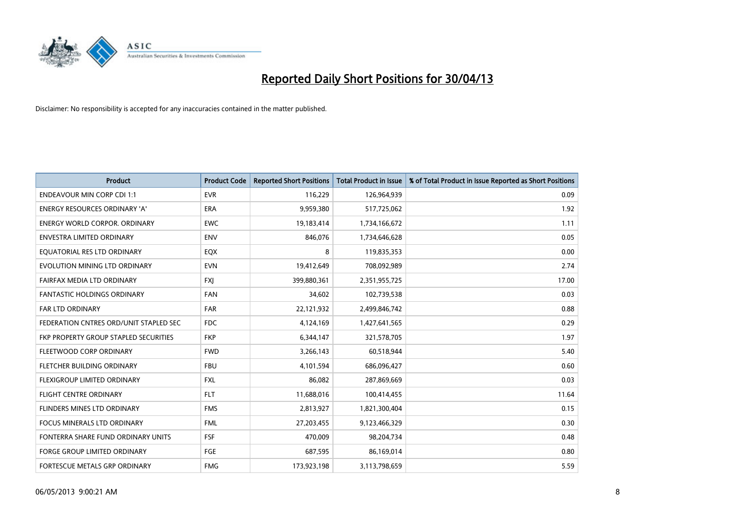# Reported Daily Short Positions for 30/04/13

Disclaimer: No responsibility is accepted for any inaccuracies contained in the matter published.

| Product | Product Code | Reported Short Positions | Total Product in Issue | % of Total Product in Issue Reported as Short Positions |
|---|---|---|---|---|
| ENDEAVOUR MIN CORP CDI 1:1 | EVR | 116,229 | 126,964,939 | 0.09 |
| ENERGY RESOURCES ORDINARY 'A' | ERA | 9,959,380 | 517,725,062 | 1.92 |
| ENERGY WORLD CORPOR. ORDINARY | EWC | 19,183,414 | 1,734,166,672 | 1.11 |
| ENVESTRA LIMITED ORDINARY | ENV | 846,076 | 1,734,646,628 | 0.05 |
| EQUATORIAL RES LTD ORDINARY | EQX | 8 | 119,835,353 | 0.00 |
| EVOLUTION MINING LTD ORDINARY | EVN | 19,412,649 | 708,092,989 | 2.74 |
| FAIRFAX MEDIA LTD ORDINARY | FXJ | 399,880,361 | 2,351,955,725 | 17.00 |
| FANTASTIC HOLDINGS ORDINARY | FAN | 34,602 | 102,739,538 | 0.03 |
| FAR LTD ORDINARY | FAR | 22,121,932 | 2,499,846,742 | 0.88 |
| FEDERATION CNTRES ORD/UNIT STAPLED SEC | FDC | 4,124,169 | 1,427,641,565 | 0.29 |
| FKP PROPERTY GROUP STAPLED SECURITIES | FKP | 6,344,147 | 321,578,705 | 1.97 |
| FLEETWOOD CORP ORDINARY | FWD | 3,266,143 | 60,518,944 | 5.40 |
| FLETCHER BUILDING ORDINARY | FBU | 4,101,594 | 686,096,427 | 0.60 |
| FLEXIGROUP LIMITED ORDINARY | FXL | 86,082 | 287,869,669 | 0.03 |
| FLIGHT CENTRE ORDINARY | FLT | 11,688,016 | 100,414,455 | 11.64 |
| FLINDERS MINES LTD ORDINARY | FMS | 2,813,927 | 1,821,300,404 | 0.15 |
| FOCUS MINERALS LTD ORDINARY | FML | 27,203,455 | 9,123,466,329 | 0.30 |
| FONTERRA SHARE FUND ORDINARY UNITS | FSF | 470,009 | 98,204,734 | 0.48 |
| FORGE GROUP LIMITED ORDINARY | FGE | 687,595 | 86,169,014 | 0.80 |
| FORTESCUE METALS GRP ORDINARY | FMG | 173,923,198 | 3,113,798,659 | 5.59 |

06/05/2013 9:00:21 AM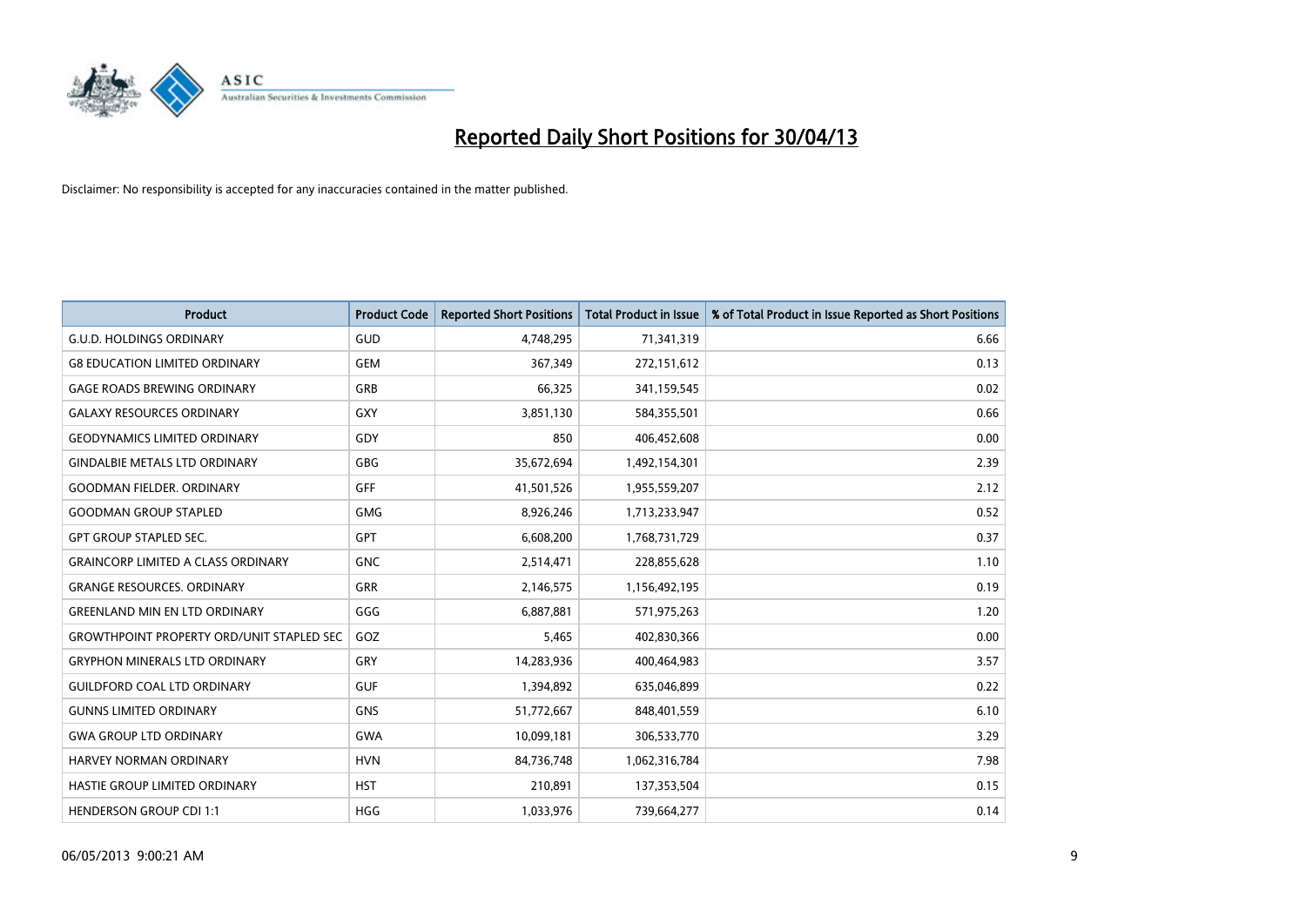# Reported Daily Short Positions for 30/04/13

Disclaimer: No responsibility is accepted for any inaccuracies contained in the matter published.

| Product | Product Code | Reported Short Positions | Total Product in Issue | % of Total Product in Issue Reported as Short Positions |
|---|---|---|---|---|
| G.U.D. HOLDINGS ORDINARY | GUD | 4,748,295 | 71,341,319 | 6.66 |
| G8 EDUCATION LIMITED ORDINARY | GEM | 367,349 | 272,151,612 | 0.13 |
| GAGE ROADS BREWING ORDINARY | GRB | 66,325 | 341,159,545 | 0.02 |
| GALAXY RESOURCES ORDINARY | GXY | 3,851,130 | 584,355,501 | 0.66 |
| GEODYNAMICS LIMITED ORDINARY | GDY | 850 | 406,452,608 | 0.00 |
| GINDALBIE METALS LTD ORDINARY | GBG | 35,672,694 | 1,492,154,301 | 2.39 |
| GOODMAN FIELDER. ORDINARY | GFF | 41,501,526 | 1,955,559,207 | 2.12 |
| GOODMAN GROUP STAPLED | GMG | 8,926,246 | 1,713,233,947 | 0.52 |
| GPT GROUP STAPLED SEC. | GPT | 6,608,200 | 1,768,731,729 | 0.37 |
| GRAINCORP LIMITED A CLASS ORDINARY | GNC | 2,514,471 | 228,855,628 | 1.10 |
| GRANGE RESOURCES. ORDINARY | GRR | 2,146,575 | 1,156,492,195 | 0.19 |
| GREENLAND MIN EN LTD ORDINARY | GGG | 6,887,881 | 571,975,263 | 1.20 |
| GROWTHPOINT PROPERTY ORD/UNIT STAPLED SEC | GOZ | 5,465 | 402,830,366 | 0.00 |
| GRYPHON MINERALS LTD ORDINARY | GRY | 14,283,936 | 400,464,983 | 3.57 |
| GUILDFORD COAL LTD ORDINARY | GUF | 1,394,892 | 635,046,899 | 0.22 |
| GUNNS LIMITED ORDINARY | GNS | 51,772,667 | 848,401,559 | 6.10 |
| GWA GROUP LTD ORDINARY | GWA | 10,099,181 | 306,533,770 | 3.29 |
| HARVEY NORMAN ORDINARY | HVN | 84,736,748 | 1,062,316,784 | 7.98 |
| HASTIE GROUP LIMITED ORDINARY | HST | 210,891 | 137,353,504 | 0.15 |
| HENDERSON GROUP CDI 1:1 | HGG | 1,033,976 | 739,664,277 | 0.14 |

06/05/2013 9:00:21 AM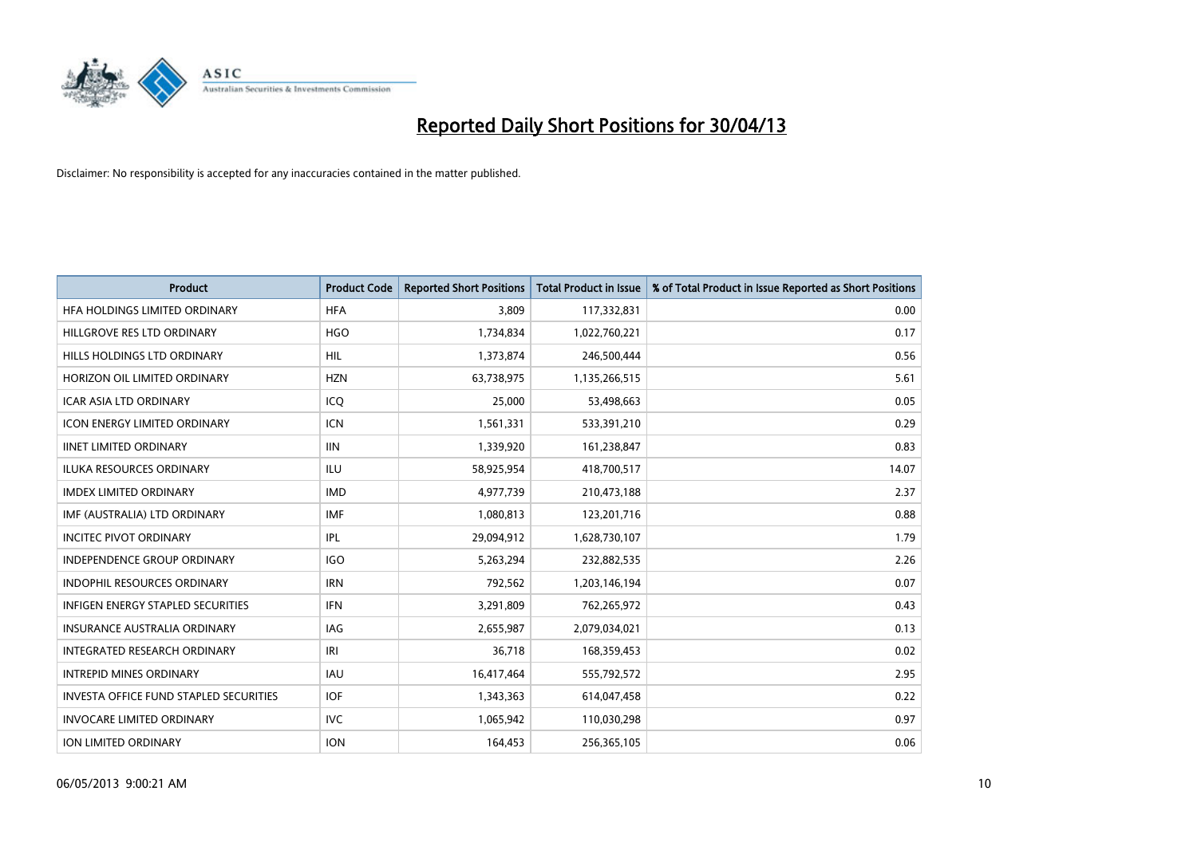# Reported Daily Short Positions for 30/04/13

Disclaimer: No responsibility is accepted for any inaccuracies contained in the matter published.

| Product | Product Code | Reported Short Positions | Total Product in Issue | % of Total Product in Issue Reported as Short Positions |
|---|---|---|---|---|
| HFA HOLDINGS LIMITED ORDINARY | HFA | 3,809 | 117,332,831 | 0.00 |
| HILLGROVE RES LTD ORDINARY | HGO | 1,734,834 | 1,022,760,221 | 0.17 |
| HILLS HOLDINGS LTD ORDINARY | HIL | 1,373,874 | 246,500,444 | 0.56 |
| HORIZON OIL LIMITED ORDINARY | HZN | 63,738,975 | 1,135,266,515 | 5.61 |
| ICAR ASIA LTD ORDINARY | ICQ | 25,000 | 53,498,663 | 0.05 |
| ICON ENERGY LIMITED ORDINARY | ICN | 1,561,331 | 533,391,210 | 0.29 |
| IINET LIMITED ORDINARY | IIN | 1,339,920 | 161,238,847 | 0.83 |
| ILUKA RESOURCES ORDINARY | ILU | 58,925,954 | 418,700,517 | 14.07 |
| IMDEX LIMITED ORDINARY | IMD | 4,977,739 | 210,473,188 | 2.37 |
| IMF (AUSTRALIA) LTD ORDINARY | IMF | 1,080,813 | 123,201,716 | 0.88 |
| INCITEC PIVOT ORDINARY | IPL | 29,094,912 | 1,628,730,107 | 1.79 |
| INDEPENDENCE GROUP ORDINARY | IGO | 5,263,294 | 232,882,535 | 2.26 |
| INDOPHIL RESOURCES ORDINARY | IRN | 792,562 | 1,203,146,194 | 0.07 |
| INFIGEN ENERGY STAPLED SECURITIES | IFN | 3,291,809 | 762,265,972 | 0.43 |
| INSURANCE AUSTRALIA ORDINARY | IAG | 2,655,987 | 2,079,034,021 | 0.13 |
| INTEGRATED RESEARCH ORDINARY | IRI | 36,718 | 168,359,453 | 0.02 |
| INTREPID MINES ORDINARY | IAU | 16,417,464 | 555,792,572 | 2.95 |
| INVESTA OFFICE FUND STAPLED SECURITIES | IOF | 1,343,363 | 614,047,458 | 0.22 |
| INVOCARE LIMITED ORDINARY | IVC | 1,065,942 | 110,030,298 | 0.97 |
| ION LIMITED ORDINARY | ION | 164,453 | 256,365,105 | 0.06 |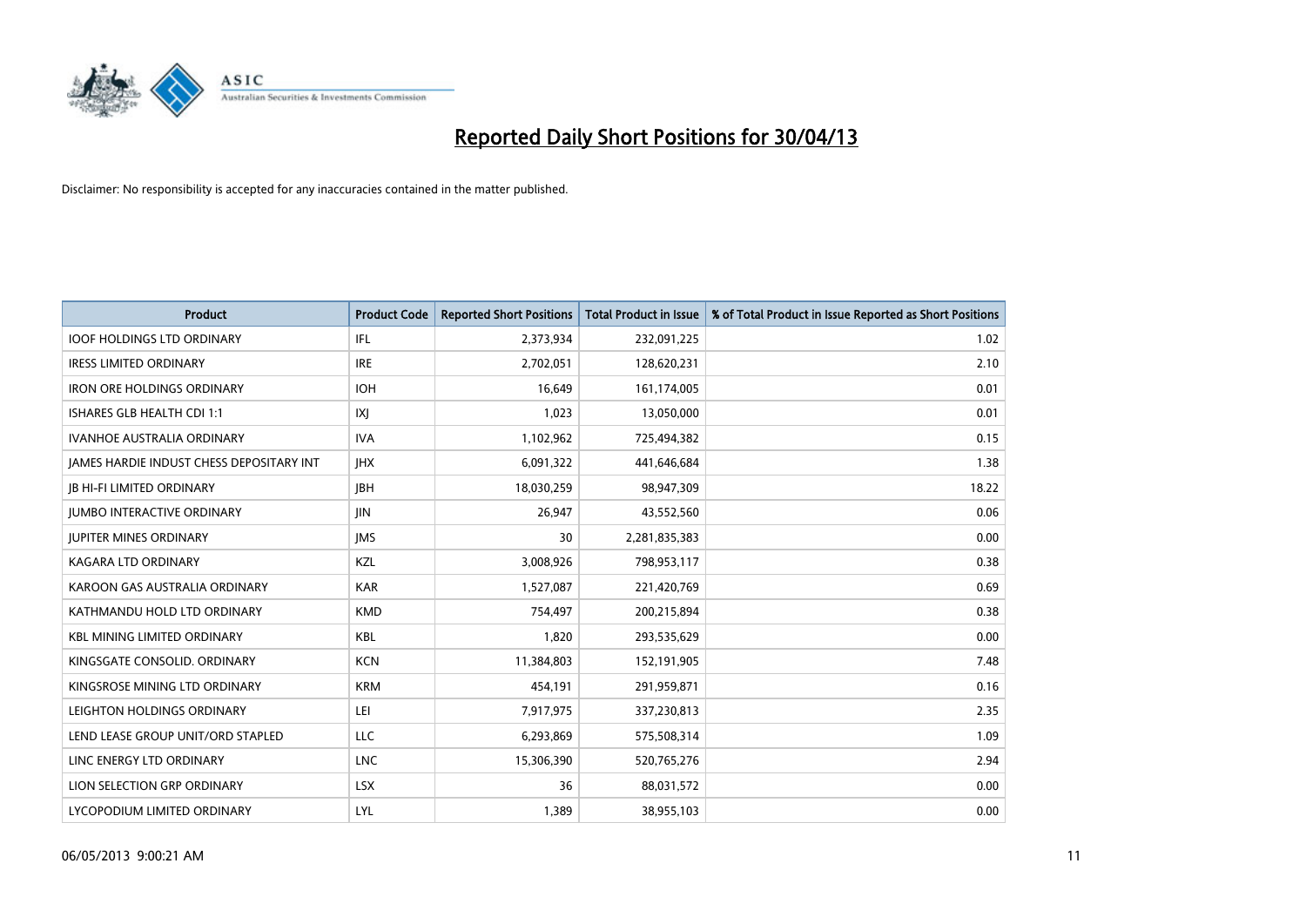# Reported Daily Short Positions for 30/04/13

Disclaimer: No responsibility is accepted for any inaccuracies contained in the matter published.

| Product | Product Code | Reported Short Positions | Total Product in Issue | % of Total Product in Issue Reported as Short Positions |
|---|---|---|---|---|
| IOOF HOLDINGS LTD ORDINARY | IFL | 2,373,934 | 232,091,225 | 1.02 |
| IRESS LIMITED ORDINARY | IRE | 2,702,051 | 128,620,231 | 2.10 |
| IRON ORE HOLDINGS ORDINARY | IOH | 16,649 | 161,174,005 | 0.01 |
| ISHARES GLB HEALTH CDI 1:1 | IXJ | 1,023 | 13,050,000 | 0.01 |
| IVANHOE AUSTRALIA ORDINARY | IVA | 1,102,962 | 725,494,382 | 0.15 |
| JAMES HARDIE INDUST CHESS DEPOSITARY INT | JHX | 6,091,322 | 441,646,684 | 1.38 |
| JB HI-FI LIMITED ORDINARY | JBH | 18,030,259 | 98,947,309 | 18.22 |
| JUMBO INTERACTIVE ORDINARY | JIN | 26,947 | 43,552,560 | 0.06 |
| JUPITER MINES ORDINARY | JMS | 30 | 2,281,835,383 | 0.00 |
| KAGARA LTD ORDINARY | KZL | 3,008,926 | 798,953,117 | 0.38 |
| KAROON GAS AUSTRALIA ORDINARY | KAR | 1,527,087 | 221,420,769 | 0.69 |
| KATHMANDU HOLD LTD ORDINARY | KMD | 754,497 | 200,215,894 | 0.38 |
| KBL MINING LIMITED ORDINARY | KBL | 1,820 | 293,535,629 | 0.00 |
| KINGSGATE CONSOLID. ORDINARY | KCN | 11,384,803 | 152,191,905 | 7.48 |
| KINGSROSE MINING LTD ORDINARY | KRM | 454,191 | 291,959,871 | 0.16 |
| LEIGHTON HOLDINGS ORDINARY | LEI | 7,917,975 | 337,230,813 | 2.35 |
| LEND LEASE GROUP UNIT/ORD STAPLED | LLC | 6,293,869 | 575,508,314 | 1.09 |
| LINC ENERGY LTD ORDINARY | LNC | 15,306,390 | 520,765,276 | 2.94 |
| LION SELECTION GRP ORDINARY | LSX | 36 | 88,031,572 | 0.00 |
| LYCOPODIUM LIMITED ORDINARY | LYL | 1,389 | 38,955,103 | 0.00 |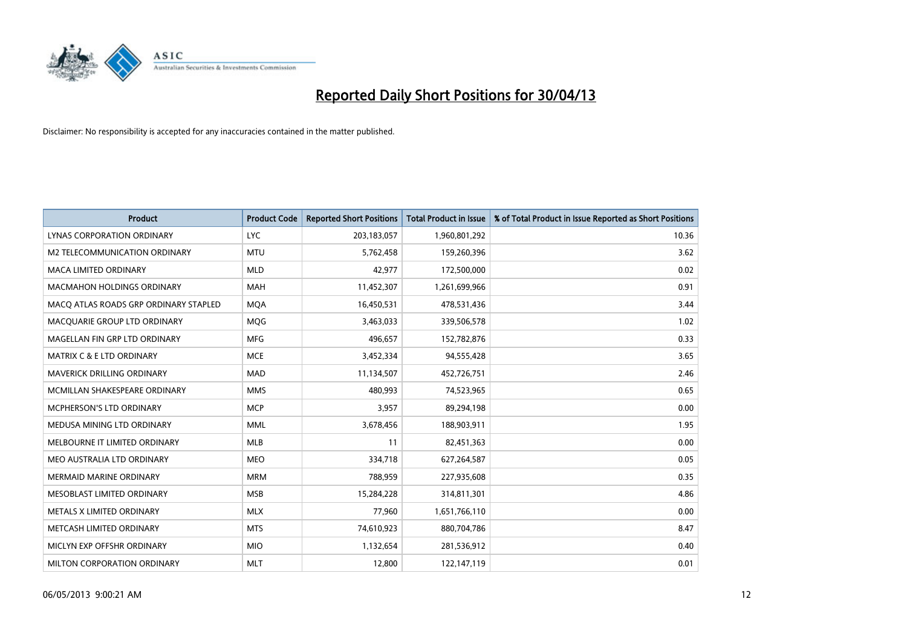# Reported Daily Short Positions for 30/04/13

Disclaimer: No responsibility is accepted for any inaccuracies contained in the matter published.

| Product | Product Code | Reported Short Positions | Total Product in Issue | % of Total Product in Issue Reported as Short Positions |
|---|---|---|---|---|
| LYNAS CORPORATION ORDINARY | LYC | 203,183,057 | 1,960,801,292 | 10.36 |
| M2 TELECOMMUNICATION ORDINARY | MTU | 5,762,458 | 159,260,396 | 3.62 |
| MACA LIMITED ORDINARY | MLD | 42,977 | 172,500,000 | 0.02 |
| MACMAHON HOLDINGS ORDINARY | MAH | 11,452,307 | 1,261,699,966 | 0.91 |
| MACQ ATLAS ROADS GRP ORDINARY STAPLED | MQA | 16,450,531 | 478,531,436 | 3.44 |
| MACQUARIE GROUP LTD ORDINARY | MQG | 3,463,033 | 339,506,578 | 1.02 |
| MAGELLAN FIN GRP LTD ORDINARY | MFG | 496,657 | 152,782,876 | 0.33 |
| MATRIX C & E LTD ORDINARY | MCE | 3,452,334 | 94,555,428 | 3.65 |
| MAVERICK DRILLING ORDINARY | MAD | 11,134,507 | 452,726,751 | 2.46 |
| MCMILLAN SHAKESPEARE ORDINARY | MMS | 480,993 | 74,523,965 | 0.65 |
| MCPHERSON'S LTD ORDINARY | MCP | 3,957 | 89,294,198 | 0.00 |
| MEDUSA MINING LTD ORDINARY | MML | 3,678,456 | 188,903,911 | 1.95 |
| MELBOURNE IT LIMITED ORDINARY | MLB | 11 | 82,451,363 | 0.00 |
| MEO AUSTRALIA LTD ORDINARY | MEO | 334,718 | 627,264,587 | 0.05 |
| MERMAID MARINE ORDINARY | MRM | 788,959 | 227,935,608 | 0.35 |
| MESOBLAST LIMITED ORDINARY | MSB | 15,284,228 | 314,811,301 | 4.86 |
| METALS X LIMITED ORDINARY | MLX | 77,960 | 1,651,766,110 | 0.00 |
| METCASH LIMITED ORDINARY | MTS | 74,610,923 | 880,704,786 | 8.47 |
| MICLYN EXP OFFSHR ORDINARY | MIO | 1,132,654 | 281,536,912 | 0.40 |
| MILTON CORPORATION ORDINARY | MLT | 12,800 | 122,147,119 | 0.01 |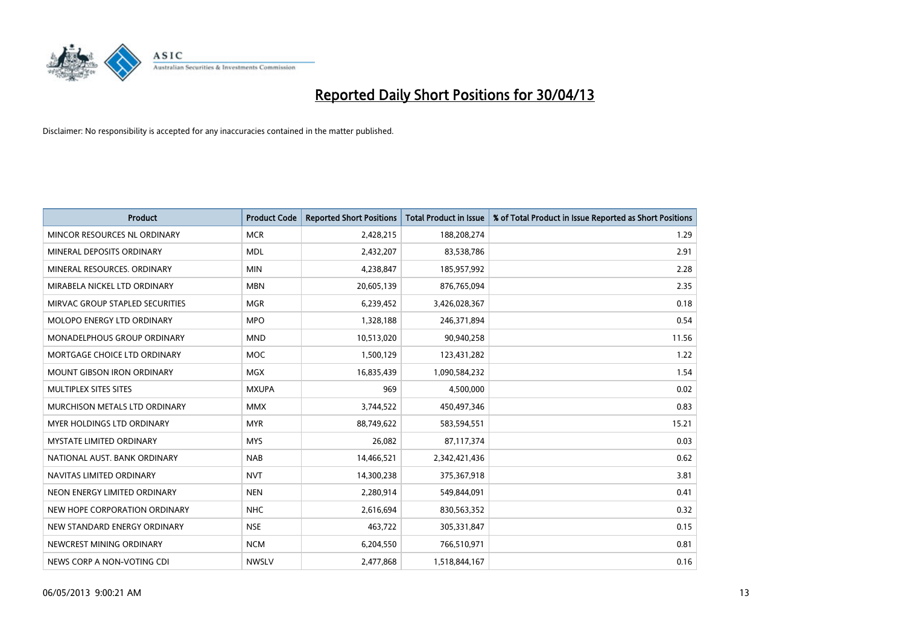# Reported Daily Short Positions for 30/04/13

Disclaimer: No responsibility is accepted for any inaccuracies contained in the matter published.

| Product | Product Code | Reported Short Positions | Total Product in Issue | % of Total Product in Issue Reported as Short Positions |
|---|---|---|---|---|
| MINCOR RESOURCES NL ORDINARY | MCR | 2,428,215 | 188,208,274 | 1.29 |
| MINERAL DEPOSITS ORDINARY | MDL | 2,432,207 | 83,538,786 | 2.91 |
| MINERAL RESOURCES. ORDINARY | MIN | 4,238,847 | 185,957,992 | 2.28 |
| MIRABELA NICKEL LTD ORDINARY | MBN | 20,605,139 | 876,765,094 | 2.35 |
| MIRVAC GROUP STAPLED SECURITIES | MGR | 6,239,452 | 3,426,028,367 | 0.18 |
| MOLOPO ENERGY LTD ORDINARY | MPO | 1,328,188 | 246,371,894 | 0.54 |
| MONADELPHOUS GROUP ORDINARY | MND | 10,513,020 | 90,940,258 | 11.56 |
| MORTGAGE CHOICE LTD ORDINARY | MOC | 1,500,129 | 123,431,282 | 1.22 |
| MOUNT GIBSON IRON ORDINARY | MGX | 16,835,439 | 1,090,584,232 | 1.54 |
| MULTIPLEX SITES SITES | MXUPA | 969 | 4,500,000 | 0.02 |
| MURCHISON METALS LTD ORDINARY | MMX | 3,744,522 | 450,497,346 | 0.83 |
| MYER HOLDINGS LTD ORDINARY | MYR | 88,749,622 | 583,594,551 | 15.21 |
| MYSTATE LIMITED ORDINARY | MYS | 26,082 | 87,117,374 | 0.03 |
| NATIONAL AUST. BANK ORDINARY | NAB | 14,466,521 | 2,342,421,436 | 0.62 |
| NAVITAS LIMITED ORDINARY | NVT | 14,300,238 | 375,367,918 | 3.81 |
| NEON ENERGY LIMITED ORDINARY | NEN | 2,280,914 | 549,844,091 | 0.41 |
| NEW HOPE CORPORATION ORDINARY | NHC | 2,616,694 | 830,563,352 | 0.32 |
| NEW STANDARD ENERGY ORDINARY | NSE | 463,722 | 305,331,847 | 0.15 |
| NEWCREST MINING ORDINARY | NCM | 6,204,550 | 766,510,971 | 0.81 |
| NEWS CORP A NON-VOTING CDI | NWSLV | 2,477,868 | 1,518,844,167 | 0.16 |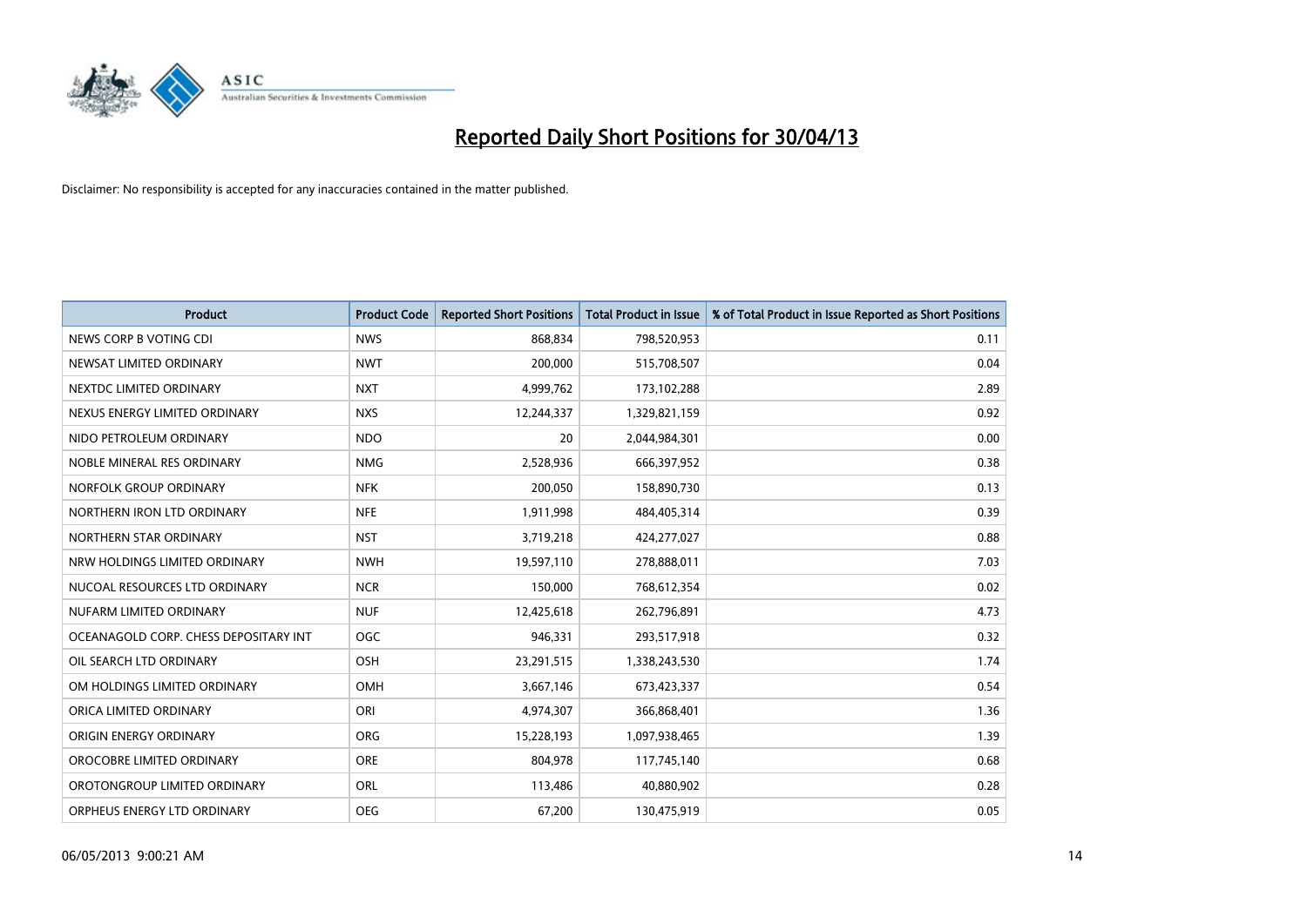# Reported Daily Short Positions for 30/04/13

Disclaimer: No responsibility is accepted for any inaccuracies contained in the matter published.

| Product | Product Code | Reported Short Positions | Total Product in Issue | % of Total Product in Issue Reported as Short Positions |
|---|---|---|---|---|
| NEWS CORP B VOTING CDI | NWS | 868,834 | 798,520,953 | 0.11 |
| NEWSAT LIMITED ORDINARY | NWT | 200,000 | 515,708,507 | 0.04 |
| NEXTDC LIMITED ORDINARY | NXT | 4,999,762 | 173,102,288 | 2.89 |
| NEXUS ENERGY LIMITED ORDINARY | NXS | 12,244,337 | 1,329,821,159 | 0.92 |
| NIDO PETROLEUM ORDINARY | NDO | 20 | 2,044,984,301 | 0.00 |
| NOBLE MINERAL RES ORDINARY | NMG | 2,528,936 | 666,397,952 | 0.38 |
| NORFOLK GROUP ORDINARY | NFK | 200,050 | 158,890,730 | 0.13 |
| NORTHERN IRON LTD ORDINARY | NFE | 1,911,998 | 484,405,314 | 0.39 |
| NORTHERN STAR ORDINARY | NST | 3,719,218 | 424,277,027 | 0.88 |
| NRW HOLDINGS LIMITED ORDINARY | NWH | 19,597,110 | 278,888,011 | 7.03 |
| NUCOAL RESOURCES LTD ORDINARY | NCR | 150,000 | 768,612,354 | 0.02 |
| NUFARM LIMITED ORDINARY | NUF | 12,425,618 | 262,796,891 | 4.73 |
| OCEANAGOLD CORP. CHESS DEPOSITARY INT | OGC | 946,331 | 293,517,918 | 0.32 |
| OIL SEARCH LTD ORDINARY | OSH | 23,291,515 | 1,338,243,530 | 1.74 |
| OM HOLDINGS LIMITED ORDINARY | OMH | 3,667,146 | 673,423,337 | 0.54 |
| ORICA LIMITED ORDINARY | ORI | 4,974,307 | 366,868,401 | 1.36 |
| ORIGIN ENERGY ORDINARY | ORG | 15,228,193 | 1,097,938,465 | 1.39 |
| OROCOBRE LIMITED ORDINARY | ORE | 804,978 | 117,745,140 | 0.68 |
| OROTONGROUP LIMITED ORDINARY | ORL | 113,486 | 40,880,902 | 0.28 |
| ORPHEUS ENERGY LTD ORDINARY | OEG | 67,200 | 130,475,919 | 0.05 |

06/05/2013 9:00:21 AM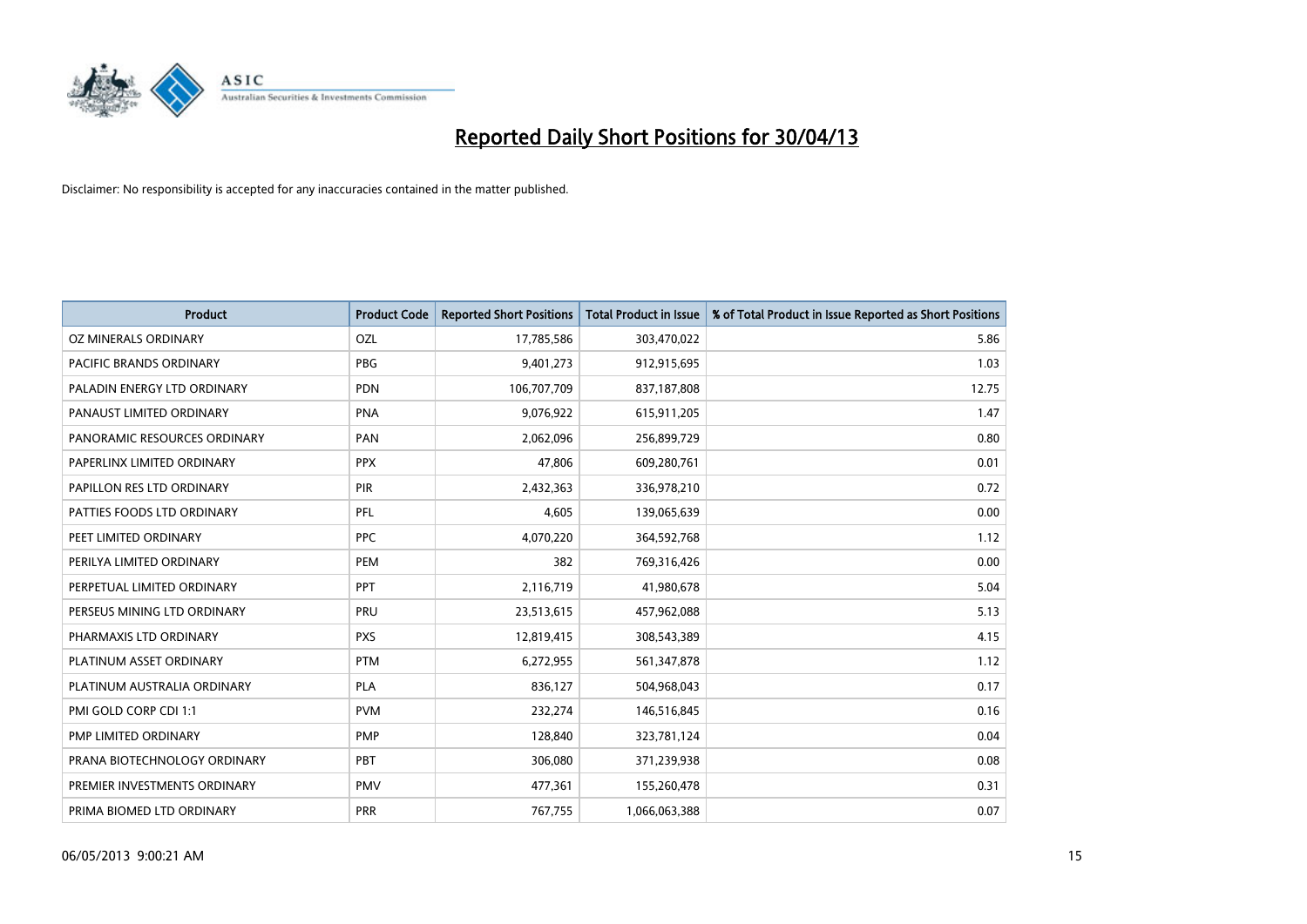# Reported Daily Short Positions for 30/04/13

Disclaimer: No responsibility is accepted for any inaccuracies contained in the matter published.

| Product | Product Code | Reported Short Positions | Total Product in Issue | % of Total Product in Issue Reported as Short Positions |
|---|---|---|---|---|
| OZ MINERALS ORDINARY | OZL | 17,785,586 | 303,470,022 | 5.86 |
| PACIFIC BRANDS ORDINARY | PBG | 9,401,273 | 912,915,695 | 1.03 |
| PALADIN ENERGY LTD ORDINARY | PDN | 106,707,709 | 837,187,808 | 12.75 |
| PANAUST LIMITED ORDINARY | PNA | 9,076,922 | 615,911,205 | 1.47 |
| PANORAMIC RESOURCES ORDINARY | PAN | 2,062,096 | 256,899,729 | 0.80 |
| PAPERLINX LIMITED ORDINARY | PPX | 47,806 | 609,280,761 | 0.01 |
| PAPILLON RES LTD ORDINARY | PIR | 2,432,363 | 336,978,210 | 0.72 |
| PATTIES FOODS LTD ORDINARY | PFL | 4,605 | 139,065,639 | 0.00 |
| PEET LIMITED ORDINARY | PPC | 4,070,220 | 364,592,768 | 1.12 |
| PERILYA LIMITED ORDINARY | PEM | 382 | 769,316,426 | 0.00 |
| PERPETUAL LIMITED ORDINARY | PPT | 2,116,719 | 41,980,678 | 5.04 |
| PERSEUS MINING LTD ORDINARY | PRU | 23,513,615 | 457,962,088 | 5.13 |
| PHARMAXIS LTD ORDINARY | PXS | 12,819,415 | 308,543,389 | 4.15 |
| PLATINUM ASSET ORDINARY | PTM | 6,272,955 | 561,347,878 | 1.12 |
| PLATINUM AUSTRALIA ORDINARY | PLA | 836,127 | 504,968,043 | 0.17 |
| PMI GOLD CORP CDI 1:1 | PVM | 232,274 | 146,516,845 | 0.16 |
| PMP LIMITED ORDINARY | PMP | 128,840 | 323,781,124 | 0.04 |
| PRANA BIOTECHNOLOGY ORDINARY | PBT | 306,080 | 371,239,938 | 0.08 |
| PREMIER INVESTMENTS ORDINARY | PMV | 477,361 | 155,260,478 | 0.31 |
| PRIMA BIOMED LTD ORDINARY | PRR | 767,755 | 1,066,063,388 | 0.07 |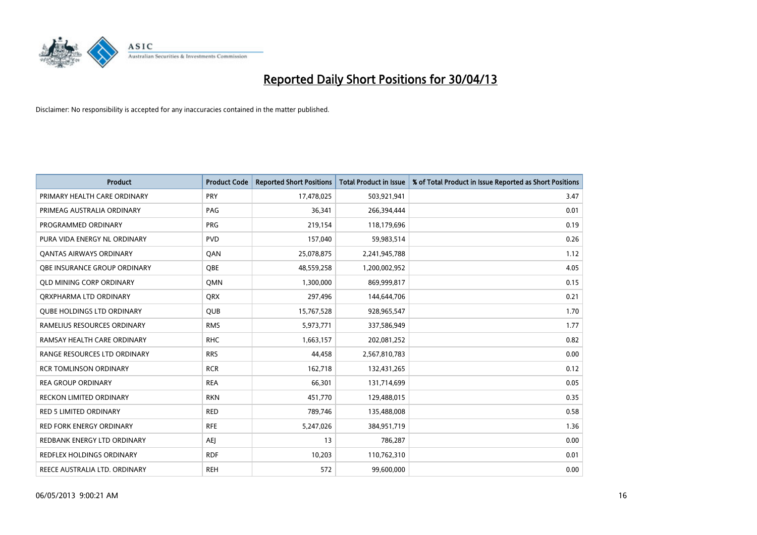# Reported Daily Short Positions for 30/04/13

Disclaimer: No responsibility is accepted for any inaccuracies contained in the matter published.

| Product | Product Code | Reported Short Positions | Total Product in Issue | % of Total Product in Issue Reported as Short Positions |
|---|---|---|---|---|
| PRIMARY HEALTH CARE ORDINARY | PRY | 17,478,025 | 503,921,941 | 3.47 |
| PRIMEAG AUSTRALIA ORDINARY | PAG | 36,341 | 266,394,444 | 0.01 |
| PROGRAMMED ORDINARY | PRG | 219,154 | 118,179,696 | 0.19 |
| PURA VIDA ENERGY NL ORDINARY | PVD | 157,040 | 59,983,514 | 0.26 |
| QANTAS AIRWAYS ORDINARY | QAN | 25,078,875 | 2,241,945,788 | 1.12 |
| QBE INSURANCE GROUP ORDINARY | QBE | 48,559,258 | 1,200,002,952 | 4.05 |
| QLD MINING CORP ORDINARY | QMN | 1,300,000 | 869,999,817 | 0.15 |
| QRXPHARMA LTD ORDINARY | QRX | 297,496 | 144,644,706 | 0.21 |
| QUBE HOLDINGS LTD ORDINARY | QUB | 15,767,528 | 928,965,547 | 1.70 |
| RAMELIUS RESOURCES ORDINARY | RMS | 5,973,771 | 337,586,949 | 1.77 |
| RAMSAY HEALTH CARE ORDINARY | RHC | 1,663,157 | 202,081,252 | 0.82 |
| RANGE RESOURCES LTD ORDINARY | RRS | 44,458 | 2,567,810,783 | 0.00 |
| RCR TOMLINSON ORDINARY | RCR | 162,718 | 132,431,265 | 0.12 |
| REA GROUP ORDINARY | REA | 66,301 | 131,714,699 | 0.05 |
| RECKON LIMITED ORDINARY | RKN | 451,770 | 129,488,015 | 0.35 |
| RED 5 LIMITED ORDINARY | RED | 789,746 | 135,488,008 | 0.58 |
| RED FORK ENERGY ORDINARY | RFE | 5,247,026 | 384,951,719 | 1.36 |
| REDBANK ENERGY LTD ORDINARY | AEJ | 13 | 786,287 | 0.00 |
| REDFLEX HOLDINGS ORDINARY | RDF | 10,203 | 110,762,310 | 0.01 |
| REECE AUSTRALIA LTD. ORDINARY | REH | 572 | 99,600,000 | 0.00 |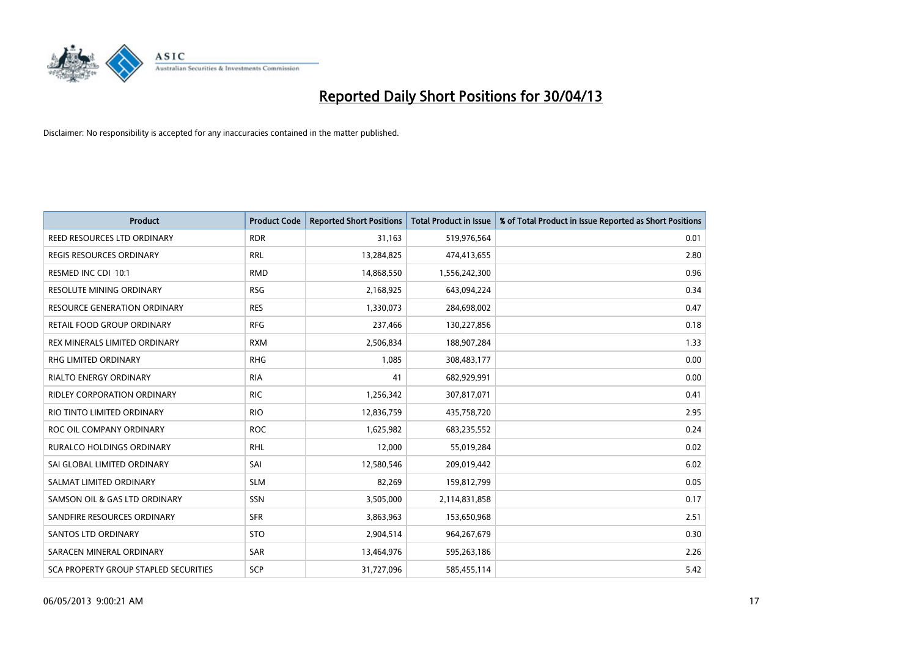# Reported Daily Short Positions for 30/04/13

Disclaimer: No responsibility is accepted for any inaccuracies contained in the matter published.

| Product | Product Code | Reported Short Positions | Total Product in Issue | % of Total Product in Issue Reported as Short Positions |
|---|---|---|---|---|
| REED RESOURCES LTD ORDINARY | RDR | 31,163 | 519,976,564 | 0.01 |
| REGIS RESOURCES ORDINARY | RRL | 13,284,825 | 474,413,655 | 2.80 |
| RESMED INC CDI 10:1 | RMD | 14,868,550 | 1,556,242,300 | 0.96 |
| RESOLUTE MINING ORDINARY | RSG | 2,168,925 | 643,094,224 | 0.34 |
| RESOURCE GENERATION ORDINARY | RES | 1,330,073 | 284,698,002 | 0.47 |
| RETAIL FOOD GROUP ORDINARY | RFG | 237,466 | 130,227,856 | 0.18 |
| REX MINERALS LIMITED ORDINARY | RXM | 2,506,834 | 188,907,284 | 1.33 |
| RHG LIMITED ORDINARY | RHG | 1,085 | 308,483,177 | 0.00 |
| RIALTO ENERGY ORDINARY | RIA | 41 | 682,929,991 | 0.00 |
| RIDLEY CORPORATION ORDINARY | RIC | 1,256,342 | 307,817,071 | 0.41 |
| RIO TINTO LIMITED ORDINARY | RIO | 12,836,759 | 435,758,720 | 2.95 |
| ROC OIL COMPANY ORDINARY | ROC | 1,625,982 | 683,235,552 | 0.24 |
| RURALCO HOLDINGS ORDINARY | RHL | 12,000 | 55,019,284 | 0.02 |
| SAI GLOBAL LIMITED ORDINARY | SAI | 12,580,546 | 209,019,442 | 6.02 |
| SALMAT LIMITED ORDINARY | SLM | 82,269 | 159,812,799 | 0.05 |
| SAMSON OIL & GAS LTD ORDINARY | SSN | 3,505,000 | 2,114,831,858 | 0.17 |
| SANDFIRE RESOURCES ORDINARY | SFR | 3,863,963 | 153,650,968 | 2.51 |
| SANTOS LTD ORDINARY | STO | 2,904,514 | 964,267,679 | 0.30 |
| SARACEN MINERAL ORDINARY | SAR | 13,464,976 | 595,263,186 | 2.26 |
| SCA PROPERTY GROUP STAPLED SECURITIES | SCP | 31,727,096 | 585,455,114 | 5.42 |

06/05/2013 9:00:21 AM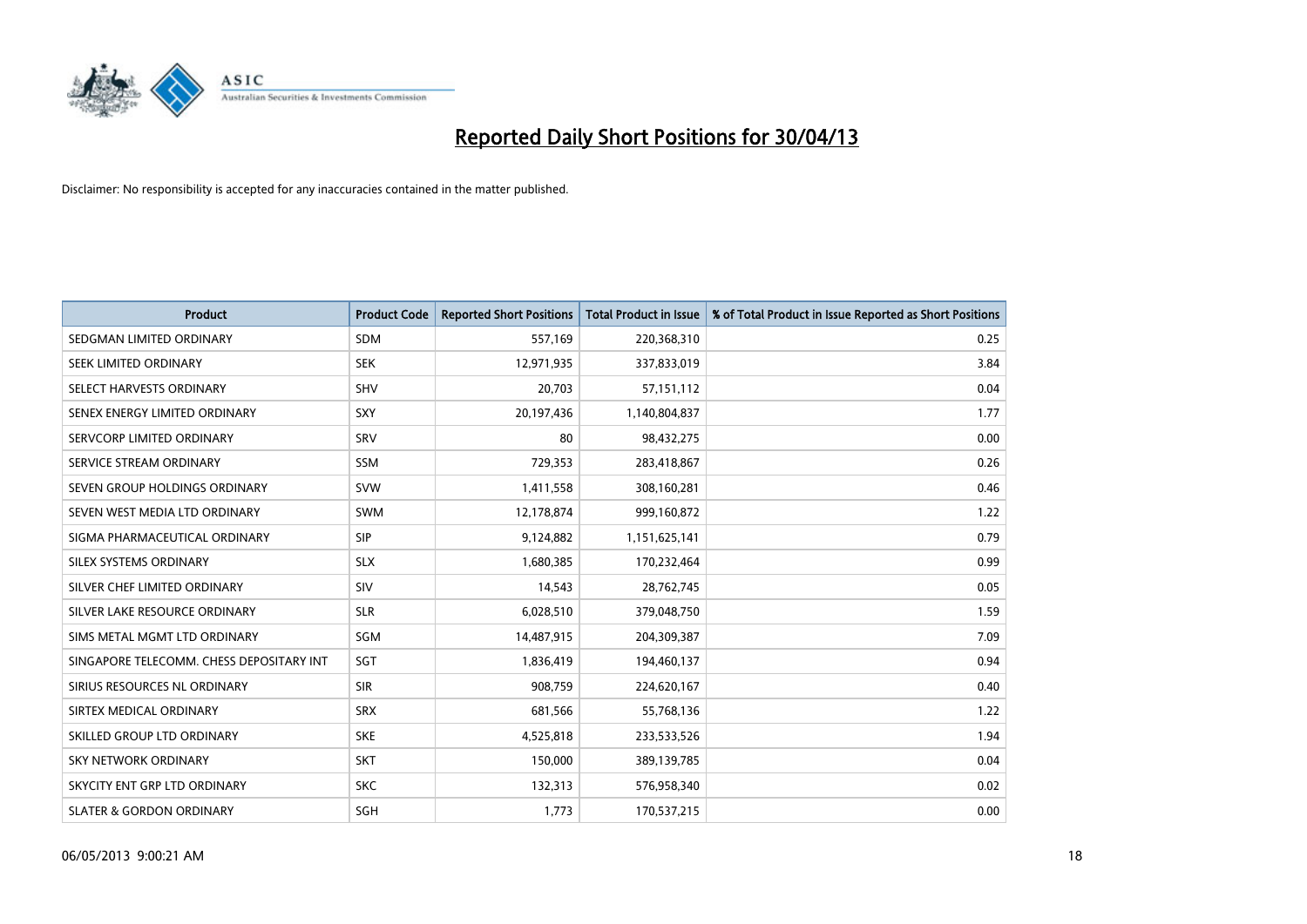# Reported Daily Short Positions for 30/04/13

Disclaimer: No responsibility is accepted for any inaccuracies contained in the matter published.

| Product | Product Code | Reported Short Positions | Total Product in Issue | % of Total Product in Issue Reported as Short Positions |
| --- | --- | --- | --- | --- |
| SEDGMAN LIMITED ORDINARY | SDM | 557,169 | 220,368,310 | 0.25 |
| SEEK LIMITED ORDINARY | SEK | 12,971,935 | 337,833,019 | 3.84 |
| SELECT HARVESTS ORDINARY | SHV | 20,703 | 57,151,112 | 0.04 |
| SENEX ENERGY LIMITED ORDINARY | SXY | 20,197,436 | 1,140,804,837 | 1.77 |
| SERVCORP LIMITED ORDINARY | SRV | 80 | 98,432,275 | 0.00 |
| SERVICE STREAM ORDINARY | SSM | 729,353 | 283,418,867 | 0.26 |
| SEVEN GROUP HOLDINGS ORDINARY | SVW | 1,411,558 | 308,160,281 | 0.46 |
| SEVEN WEST MEDIA LTD ORDINARY | SWM | 12,178,874 | 999,160,872 | 1.22 |
| SIGMA PHARMACEUTICAL ORDINARY | SIP | 9,124,882 | 1,151,625,141 | 0.79 |
| SILEX SYSTEMS ORDINARY | SLX | 1,680,385 | 170,232,464 | 0.99 |
| SILVER CHEF LIMITED ORDINARY | SIV | 14,543 | 28,762,745 | 0.05 |
| SILVER LAKE RESOURCE ORDINARY | SLR | 6,028,510 | 379,048,750 | 1.59 |
| SIMS METAL MGMT LTD ORDINARY | SGM | 14,487,915 | 204,309,387 | 7.09 |
| SINGAPORE TELECOMM. CHESS DEPOSITARY INT | SGT | 1,836,419 | 194,460,137 | 0.94 |
| SIRIUS RESOURCES NL ORDINARY | SIR | 908,759 | 224,620,167 | 0.40 |
| SIRTEX MEDICAL ORDINARY | SRX | 681,566 | 55,768,136 | 1.22 |
| SKILLED GROUP LTD ORDINARY | SKE | 4,525,818 | 233,533,526 | 1.94 |
| SKY NETWORK ORDINARY | SKT | 150,000 | 389,139,785 | 0.04 |
| SKYCITY ENT GRP LTD ORDINARY | SKC | 132,313 | 576,958,340 | 0.02 |
| SLATER & GORDON ORDINARY | SGH | 1,773 | 170,537,215 | 0.00 |

06/05/2013 9:00:21 AM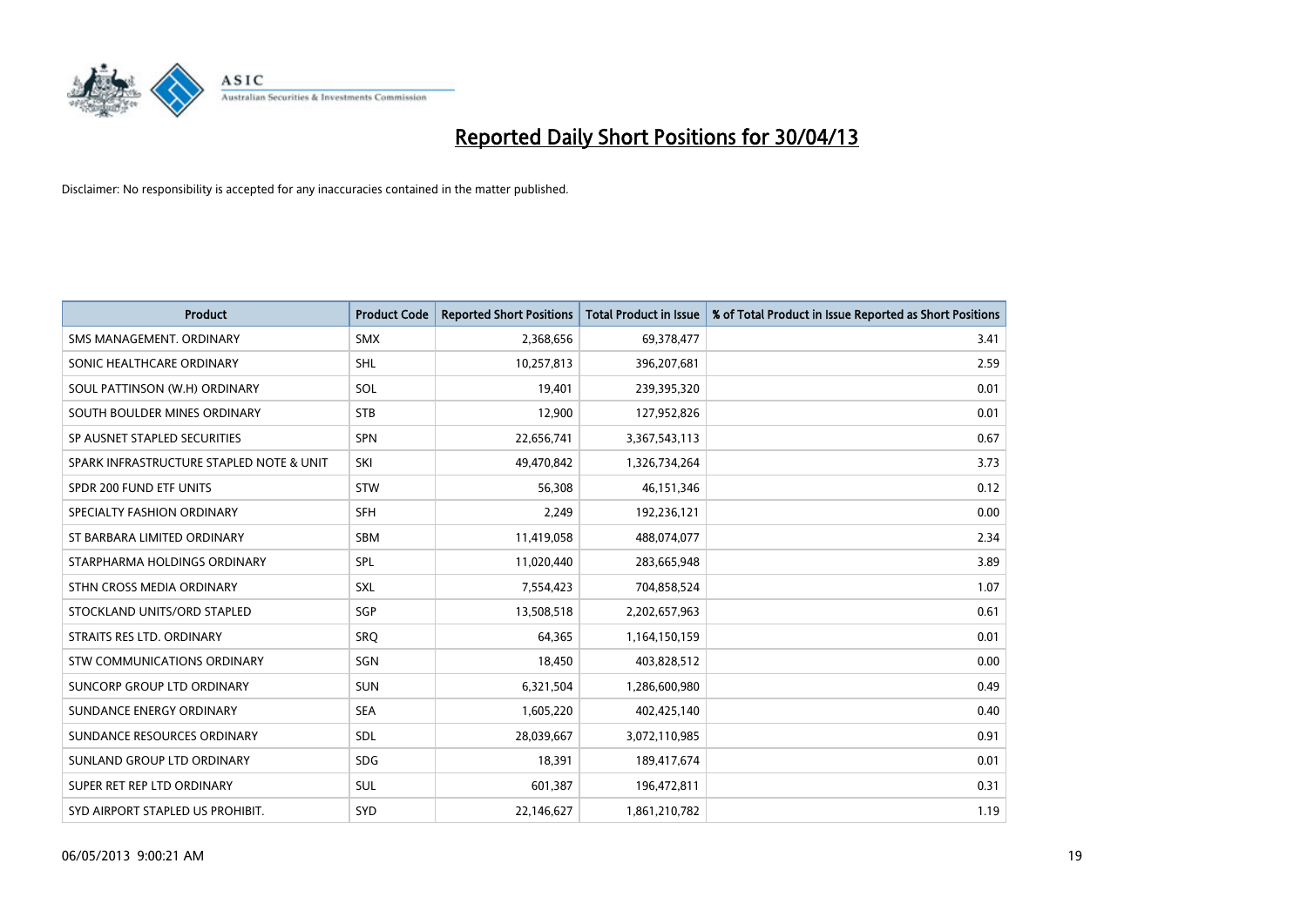# Reported Daily Short Positions for 30/04/13

Disclaimer: No responsibility is accepted for any inaccuracies contained in the matter published.

| Product | Product Code | Reported Short Positions | Total Product in Issue | % of Total Product in Issue Reported as Short Positions |
|---|---|---|---|---|
| SMS MANAGEMENT. ORDINARY | SMX | 2,368,656 | 69,378,477 | 3.41 |
| SONIC HEALTHCARE ORDINARY | SHL | 10,257,813 | 396,207,681 | 2.59 |
| SOUL PATTINSON (W.H) ORDINARY | SOL | 19,401 | 239,395,320 | 0.01 |
| SOUTH BOULDER MINES ORDINARY | STB | 12,900 | 127,952,826 | 0.01 |
| SP AUSNET STAPLED SECURITIES | SPN | 22,656,741 | 3,367,543,113 | 0.67 |
| SPARK INFRASTRUCTURE STAPLED NOTE & UNIT | SKI | 49,470,842 | 1,326,734,264 | 3.73 |
| SPDR 200 FUND ETF UNITS | STW | 56,308 | 46,151,346 | 0.12 |
| SPECIALTY FASHION ORDINARY | SFH | 2,249 | 192,236,121 | 0.00 |
| ST BARBARA LIMITED ORDINARY | SBM | 11,419,058 | 488,074,077 | 2.34 |
| STARPHARMA HOLDINGS ORDINARY | SPL | 11,020,440 | 283,665,948 | 3.89 |
| STHN CROSS MEDIA ORDINARY | SXL | 7,554,423 | 704,858,524 | 1.07 |
| STOCKLAND UNITS/ORD STAPLED | SGP | 13,508,518 | 2,202,657,963 | 0.61 |
| STRAITS RES LTD. ORDINARY | SRQ | 64,365 | 1,164,150,159 | 0.01 |
| STW COMMUNICATIONS ORDINARY | SGN | 18,450 | 403,828,512 | 0.00 |
| SUNCORP GROUP LTD ORDINARY | SUN | 6,321,504 | 1,286,600,980 | 0.49 |
| SUNDANCE ENERGY ORDINARY | SEA | 1,605,220 | 402,425,140 | 0.40 |
| SUNDANCE RESOURCES ORDINARY | SDL | 28,039,667 | 3,072,110,985 | 0.91 |
| SUNLAND GROUP LTD ORDINARY | SDG | 18,391 | 189,417,674 | 0.01 |
| SUPER RET REP LTD ORDINARY | SUL | 601,387 | 196,472,811 | 0.31 |
| SYD AIRPORT STAPLED US PROHIBIT. | SYD | 22,146,627 | 1,861,210,782 | 1.19 |

06/05/2013 9:00:21 AM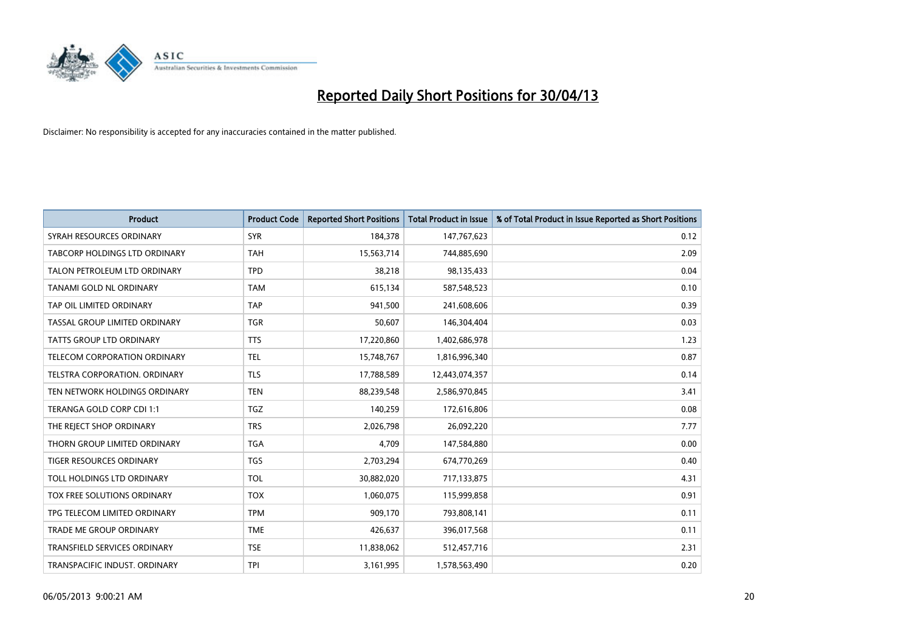# Reported Daily Short Positions for 30/04/13

Disclaimer: No responsibility is accepted for any inaccuracies contained in the matter published.

| Product | Product Code | Reported Short Positions | Total Product in Issue | % of Total Product in Issue Reported as Short Positions |
|---|---|---|---|---|
| SYRAH RESOURCES ORDINARY | SYR | 184,378 | 147,767,623 | 0.12 |
| TABCORP HOLDINGS LTD ORDINARY | TAH | 15,563,714 | 744,885,690 | 2.09 |
| TALON PETROLEUM LTD ORDINARY | TPD | 38,218 | 98,135,433 | 0.04 |
| TANAMI GOLD NL ORDINARY | TAM | 615,134 | 587,548,523 | 0.10 |
| TAP OIL LIMITED ORDINARY | TAP | 941,500 | 241,608,606 | 0.39 |
| TASSAL GROUP LIMITED ORDINARY | TGR | 50,607 | 146,304,404 | 0.03 |
| TATTS GROUP LTD ORDINARY | TTS | 17,220,860 | 1,402,686,978 | 1.23 |
| TELECOM CORPORATION ORDINARY | TEL | 15,748,767 | 1,816,996,340 | 0.87 |
| TELSTRA CORPORATION. ORDINARY | TLS | 17,788,589 | 12,443,074,357 | 0.14 |
| TEN NETWORK HOLDINGS ORDINARY | TEN | 88,239,548 | 2,586,970,845 | 3.41 |
| TERANGA GOLD CORP CDI 1:1 | TGZ | 140,259 | 172,616,806 | 0.08 |
| THE REJECT SHOP ORDINARY | TRS | 2,026,798 | 26,092,220 | 7.77 |
| THORN GROUP LIMITED ORDINARY | TGA | 4,709 | 147,584,880 | 0.00 |
| TIGER RESOURCES ORDINARY | TGS | 2,703,294 | 674,770,269 | 0.40 |
| TOLL HOLDINGS LTD ORDINARY | TOL | 30,882,020 | 717,133,875 | 4.31 |
| TOX FREE SOLUTIONS ORDINARY | TOX | 1,060,075 | 115,999,858 | 0.91 |
| TPG TELECOM LIMITED ORDINARY | TPM | 909,170 | 793,808,141 | 0.11 |
| TRADE ME GROUP ORDINARY | TME | 426,637 | 396,017,568 | 0.11 |
| TRANSFIELD SERVICES ORDINARY | TSE | 11,838,062 | 512,457,716 | 2.31 |
| TRANSPACIFIC INDUST. ORDINARY | TPI | 3,161,995 | 1,578,563,490 | 0.20 |

06/05/2013 9:00:21 AM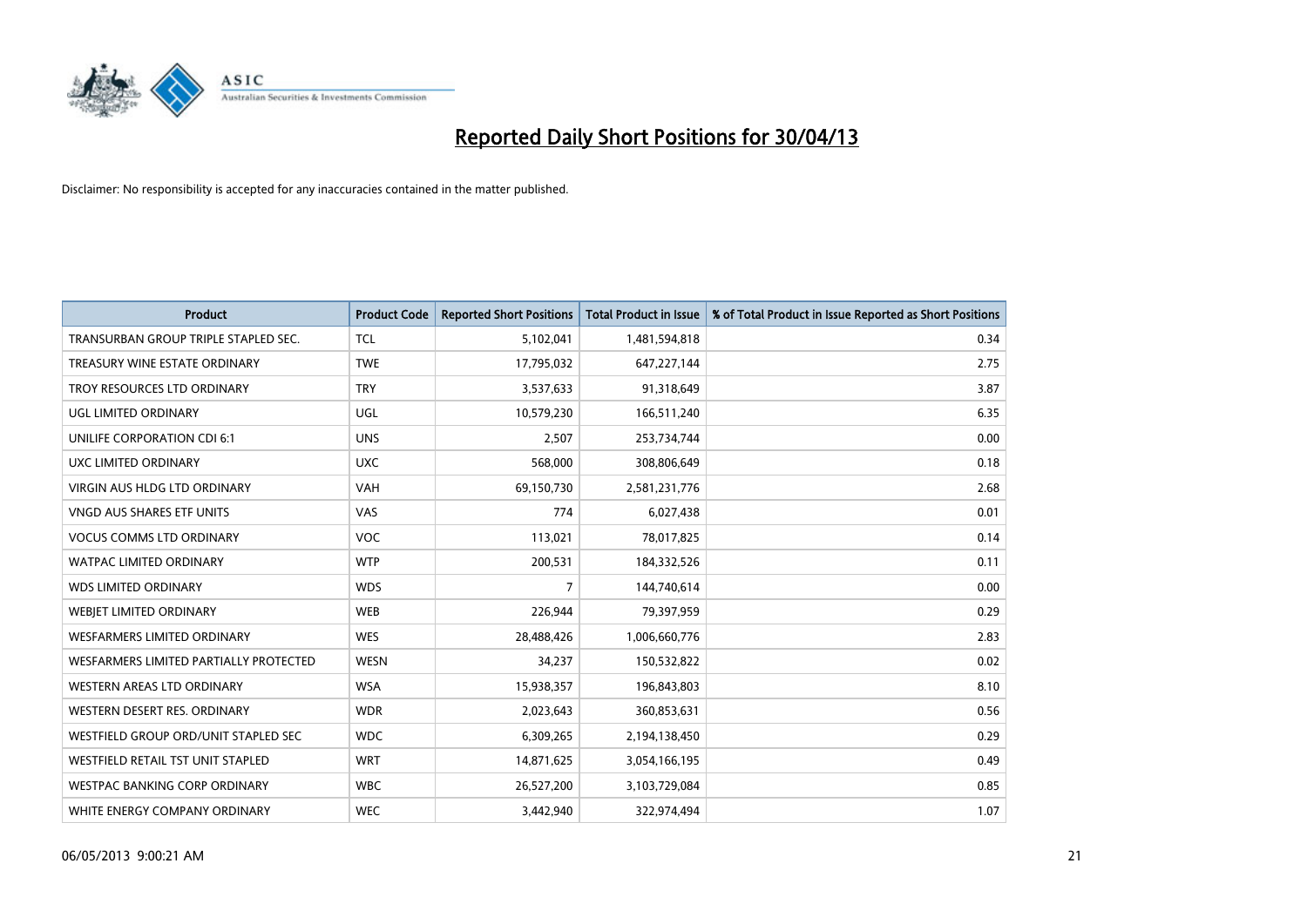# Reported Daily Short Positions for 30/04/13

Disclaimer: No responsibility is accepted for any inaccuracies contained in the matter published.

| Product | Product Code | Reported Short Positions | Total Product in Issue | % of Total Product in Issue Reported as Short Positions |
|---|---|---|---|---|
| TRANSURBAN GROUP TRIPLE STAPLED SEC. | TCL | 5,102,041 | 1,481,594,818 | 0.34 |
| TREASURY WINE ESTATE ORDINARY | TWE | 17,795,032 | 647,227,144 | 2.75 |
| TROY RESOURCES LTD ORDINARY | TRY | 3,537,633 | 91,318,649 | 3.87 |
| UGL LIMITED ORDINARY | UGL | 10,579,230 | 166,511,240 | 6.35 |
| UNILIFE CORPORATION CDI 6:1 | UNS | 2,507 | 253,734,744 | 0.00 |
| UXC LIMITED ORDINARY | UXC | 568,000 | 308,806,649 | 0.18 |
| VIRGIN AUS HLDG LTD ORDINARY | VAH | 69,150,730 | 2,581,231,776 | 2.68 |
| VNGD AUS SHARES ETF UNITS | VAS | 774 | 6,027,438 | 0.01 |
| VOCUS COMMS LTD ORDINARY | VOC | 113,021 | 78,017,825 | 0.14 |
| WATPAC LIMITED ORDINARY | WTP | 200,531 | 184,332,526 | 0.11 |
| WDS LIMITED ORDINARY | WDS | 7 | 144,740,614 | 0.00 |
| WEBJET LIMITED ORDINARY | WEB | 226,944 | 79,397,959 | 0.29 |
| WESFARMERS LIMITED ORDINARY | WES | 28,488,426 | 1,006,660,776 | 2.83 |
| WESFARMERS LIMITED PARTIALLY PROTECTED | WESN | 34,237 | 150,532,822 | 0.02 |
| WESTERN AREAS LTD ORDINARY | WSA | 15,938,357 | 196,843,803 | 8.10 |
| WESTERN DESERT RES. ORDINARY | WDR | 2,023,643 | 360,853,631 | 0.56 |
| WESTFIELD GROUP ORD/UNIT STAPLED SEC | WDC | 6,309,265 | 2,194,138,450 | 0.29 |
| WESTFIELD RETAIL TST UNIT STAPLED | WRT | 14,871,625 | 3,054,166,195 | 0.49 |
| WESTPAC BANKING CORP ORDINARY | WBC | 26,527,200 | 3,103,729,084 | 0.85 |
| WHITE ENERGY COMPANY ORDINARY | WEC | 3,442,940 | 322,974,494 | 1.07 |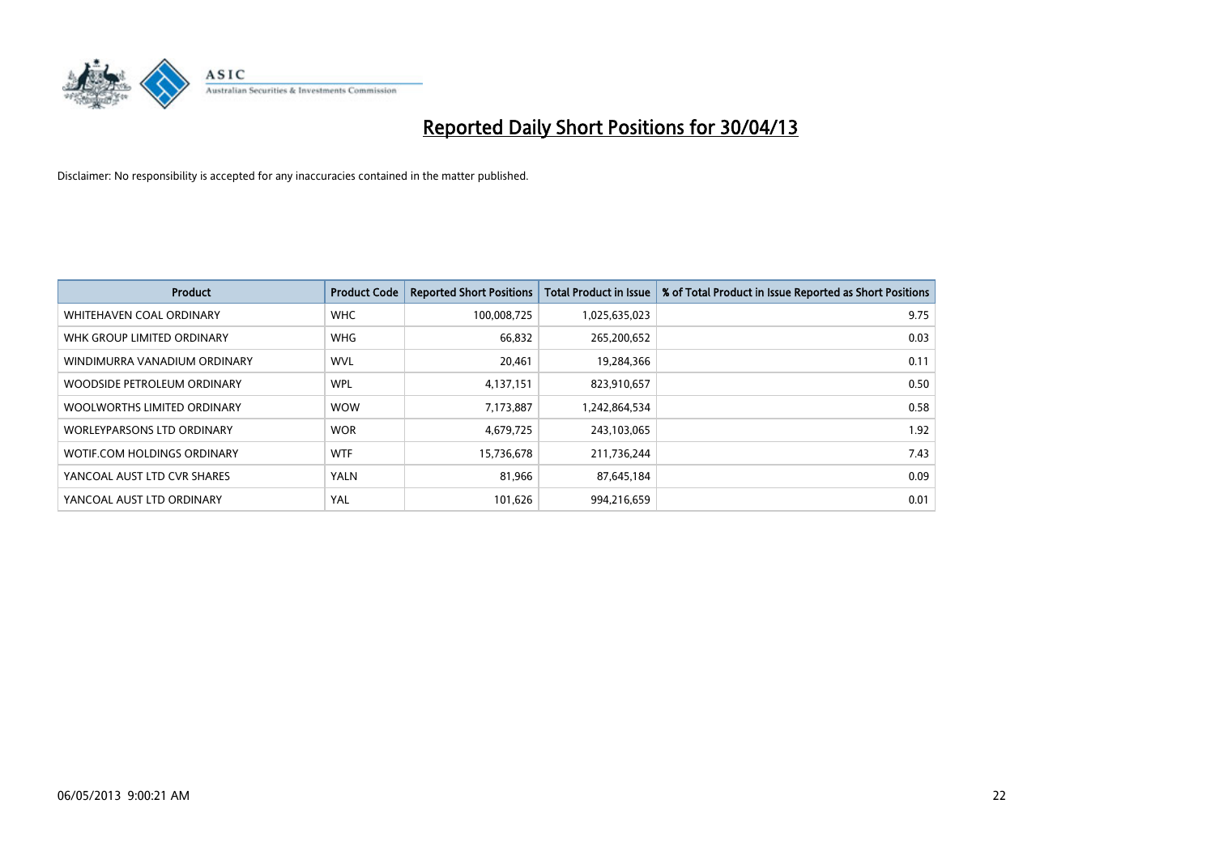# Reported Daily Short Positions for 30/04/13

Disclaimer: No responsibility is accepted for any inaccuracies contained in the matter published.

| Product | Product Code | Reported Short Positions | Total Product in Issue | % of Total Product in Issue Reported as Short Positions |
|---|---|---|---|---|
| WHITEHAVEN COAL ORDINARY | WHC | 100,008,725 | 1,025,635,023 | 9.75 |
| WHK GROUP LIMITED ORDINARY | WHG | 66,832 | 265,200,652 | 0.03 |
| WINDIMURRA VANADIUM ORDINARY | WVL | 20,461 | 19,284,366 | 0.11 |
| WOODSIDE PETROLEUM ORDINARY | WPL | 4,137,151 | 823,910,657 | 0.50 |
| WOOLWORTHS LIMITED ORDINARY | WOW | 7,173,887 | 1,242,864,534 | 0.58 |
| WORLEYPARSONS LTD ORDINARY | WOR | 4,679,725 | 243,103,065 | 1.92 |
| WOTIF.COM HOLDINGS ORDINARY | WTF | 15,736,678 | 211,736,244 | 7.43 |
| YANCOAL AUST LTD CVR SHARES | YALN | 81,966 | 87,645,184 | 0.09 |
| YANCOAL AUST LTD ORDINARY | YAL | 101,626 | 994,216,659 | 0.01 |

06/05/2013 9:00:21 AM